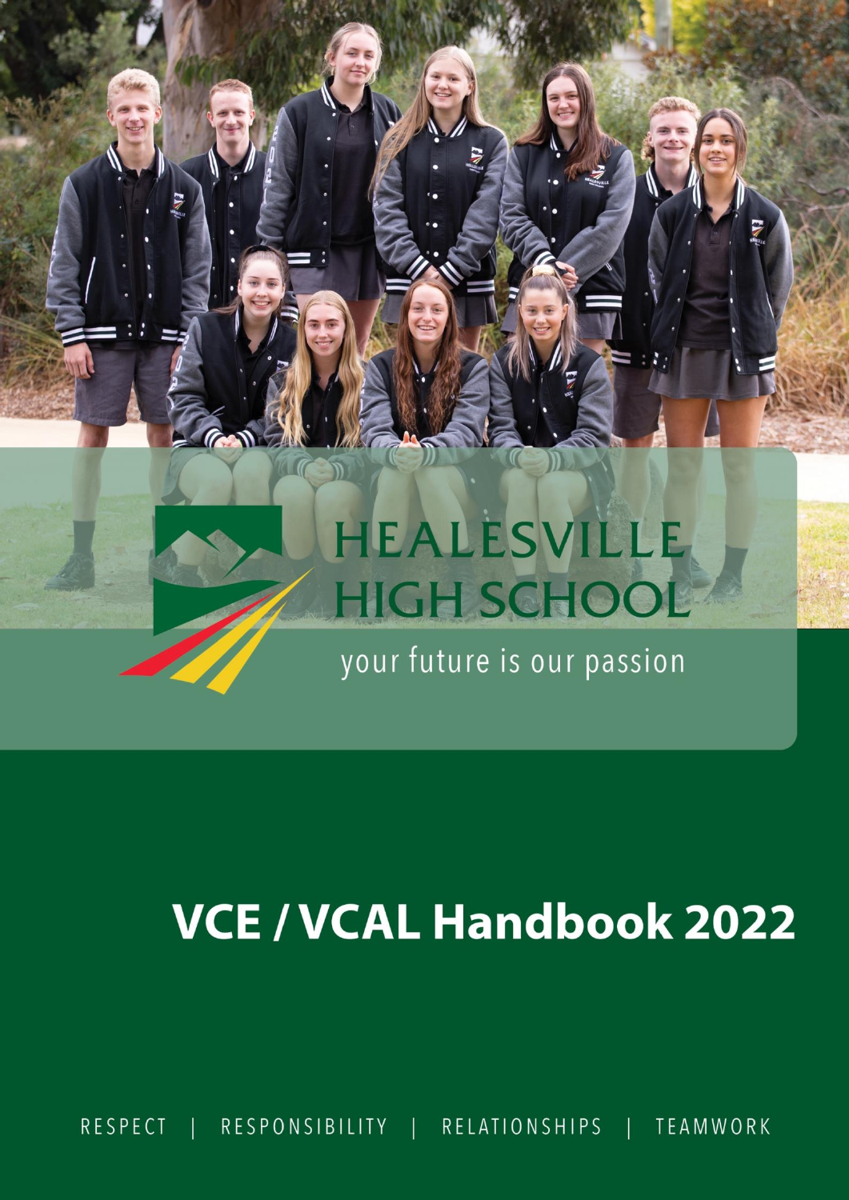# HEALESVILLE HIGH SCHOOL

your future is our passion

# VCE / VCAL Handbook 2022

RESPECT | RESPONSIBILITY | RELATIONSHIPS | TEAMWORK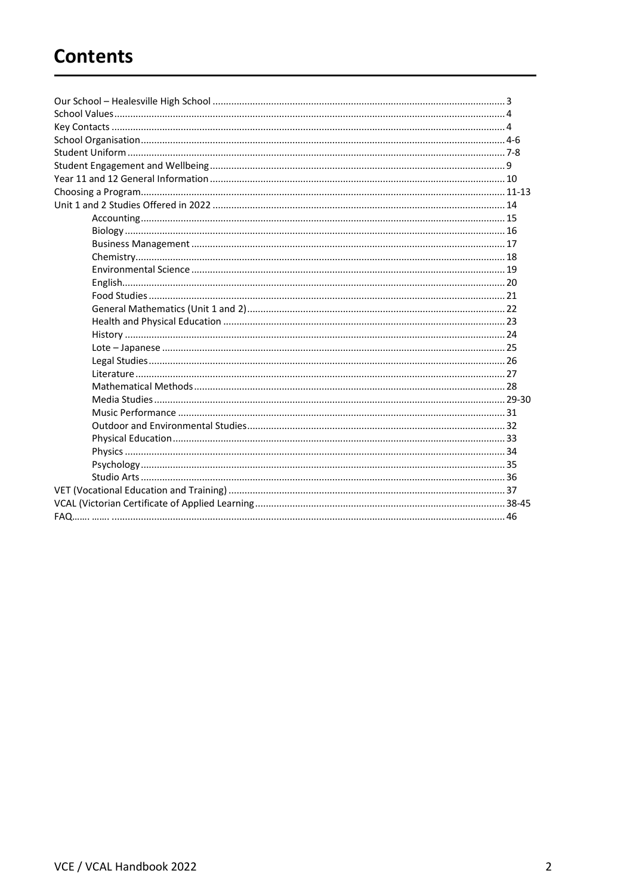# Contents

- Our School – Healesville High School ........ 3
- School Values ........ 4
- Key Contacts ........ 4
- School Organisation ........ 4-6
- Student Uniform ........ 7-8
- Student Engagement and Wellbeing ........ 9
- Year 11 and 12 General Information ........ 10
- Choosing a Program ........ 11-13
- Unit 1 and 2 Studies Offered in 2022 ........ 14
    - Accounting ........ 15
    - Biology ........ 16
    - Business Management ........ 17
    - Chemistry ........ 18
    - Environmental Science ........ 19
    - English ........ 20
    - Food Studies ........ 21
    - General Mathematics (Unit 1 and 2) ........ 22
    - Health and Physical Education ........ 23
    - History ........ 24
    - Lote – Japanese ........ 25
    - Legal Studies ........ 26
    - Literature ........ 27
    - Mathematical Methods ........ 28
    - Media Studies ........ 29-30
    - Music Performance ........ 31
    - Outdoor and Environmental Studies ........ 32
    - Physical Education ........ 33
    - Physics ........ 34
    - Psychology ........ 35
    - Studio Arts ........ 36
- VET (Vocational Education and Training) ........ 37
- VCAL (Victorian Certificate of Applied Learning ........ 38-45
- FAQ…… …… ........ 46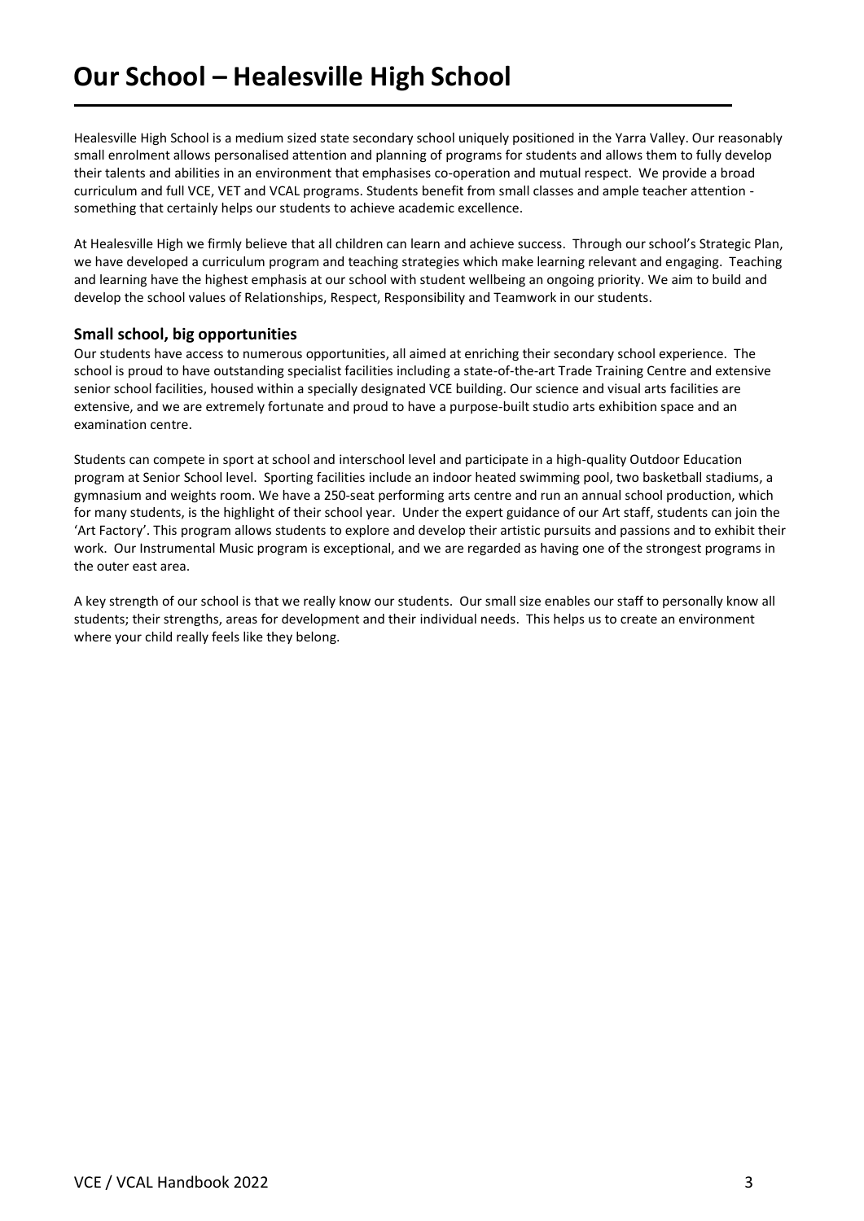# Our School – Healesville High School

Healesville High School is a medium sized state secondary school uniquely positioned in the Yarra Valley. Our reasonably small enrolment allows personalised attention and planning of programs for students and allows them to fully develop their talents and abilities in an environment that emphasises co-operation and mutual respect. We provide a broad curriculum and full VCE, VET and VCAL programs. Students benefit from small classes and ample teacher attention - something that certainly helps our students to achieve academic excellence.

At Healesville High we firmly believe that all children can learn and achieve success. Through our school's Strategic Plan, we have developed a curriculum program and teaching strategies which make learning relevant and engaging. Teaching and learning have the highest emphasis at our school with student wellbeing an ongoing priority. We aim to build and develop the school values of Relationships, Respect, Responsibility and Teamwork in our students.

### Small school, big opportunities

Our students have access to numerous opportunities, all aimed at enriching their secondary school experience. The school is proud to have outstanding specialist facilities including a state-of-the-art Trade Training Centre and extensive senior school facilities, housed within a specially designated VCE building. Our science and visual arts facilities are extensive, and we are extremely fortunate and proud to have a purpose-built studio arts exhibition space and an examination centre.

Students can compete in sport at school and interschool level and participate in a high-quality Outdoor Education program at Senior School level. Sporting facilities include an indoor heated swimming pool, two basketball stadiums, a gymnasium and weights room. We have a 250-seat performing arts centre and run an annual school production, which for many students, is the highlight of their school year. Under the expert guidance of our Art staff, students can join the 'Art Factory'. This program allows students to explore and develop their artistic pursuits and passions and to exhibit their work. Our Instrumental Music program is exceptional, and we are regarded as having one of the strongest programs in the outer east area.

A key strength of our school is that we really know our students. Our small size enables our staff to personally know all students; their strengths, areas for development and their individual needs. This helps us to create an environment where your child really feels like they belong.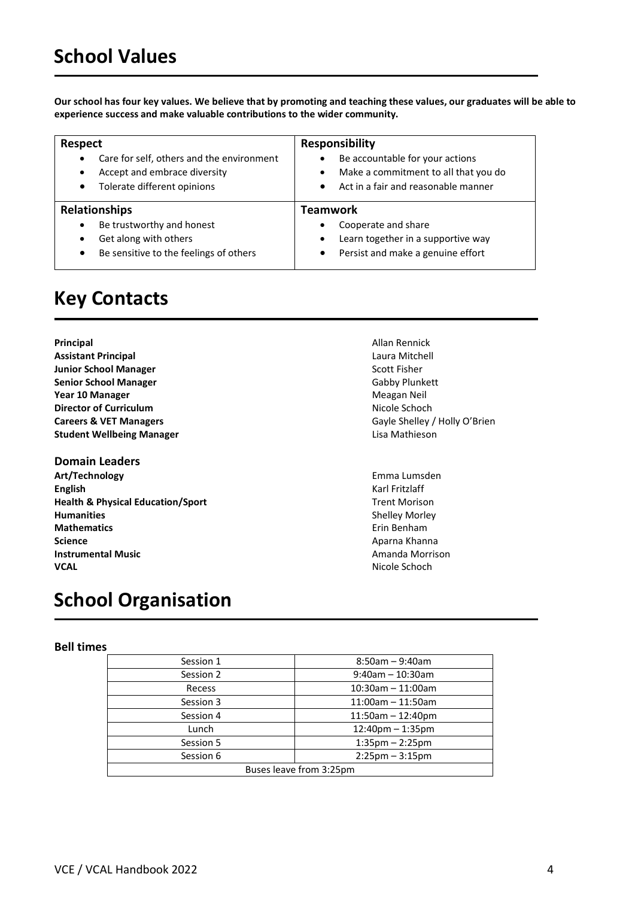# School Values

**Our school has four key values. We believe that by promoting and teaching these values, our graduates will be able to experience success and make valuable contributions to the wider community.**

| Respect | Responsibility |
| --- | --- |
| • Care for self, others and the environment<br>• Accept and embrace diversity<br>• Tolerate different opinions | • Be accountable for your actions<br>• Make a commitment to all that you do<br>• Act in a fair and reasonable manner |
| **Relationships** | **Teamwork** |
| • Be trustworthy and honest<br>• Get along with others<br>• Be sensitive to the feelings of others | • Cooperate and share<br>• Learn together in a supportive way<br>• Persist and make a genuine effort |

# Key Contacts

**Principal** — Allan Rennick
**Assistant Principal** — Laura Mitchell
**Junior School Manager** — Scott Fisher
**Senior School Manager** — Gabby Plunkett
**Year 10 Manager** — Meagan Neil
**Director of Curriculum** — Nicole Schoch
**Careers & VET Managers** — Gayle Shelley / Holly O'Brien
**Student Wellbeing Manager** — Lisa Mathieson

### Domain Leaders

**Art/Technology** — Emma Lumsden
**English** — Karl Fritzlaff
**Health & Physical Education/Sport** — Trent Morison
**Humanities** — Shelley Morley
**Mathematics** — Erin Benham
**Science** — Aparna Khanna
**Instrumental Music** — Amanda Morrison
**VCAL** — Nicole Schoch

# School Organisation

### Bell times

| Session | Time |
| --- | --- |
| Session 1 | 8:50am – 9:40am |
| Session 2 | 9:40am – 10:30am |
| Recess | 10:30am – 11:00am |
| Session 3 | 11:00am – 11:50am |
| Session 4 | 11:50am – 12:40pm |
| Lunch | 12:40pm – 1:35pm |
| Session 5 | 1:35pm – 2:25pm |
| Session 6 | 2:25pm – 3:15pm |
| Buses leave from 3:25pm | |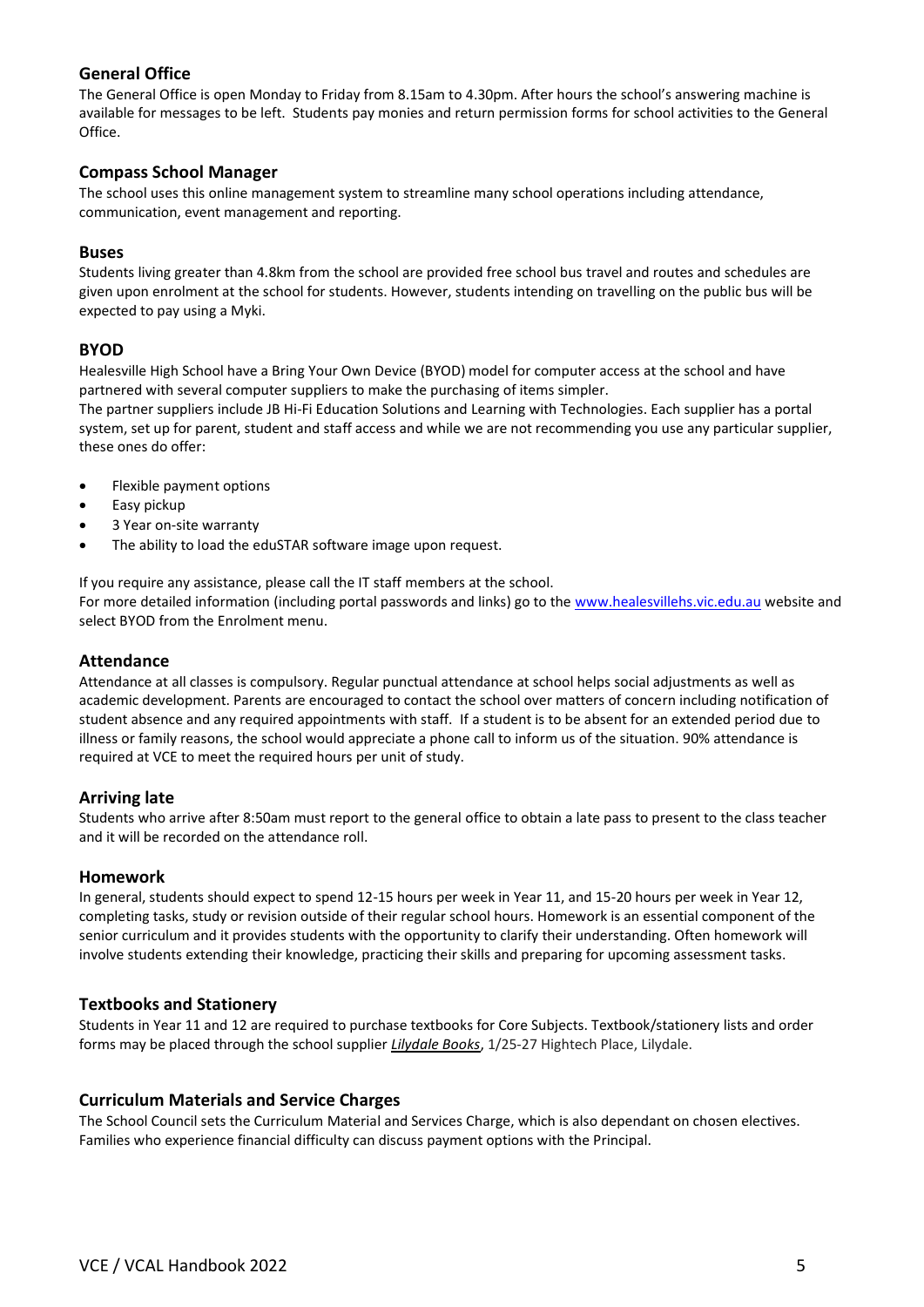## General Office

The General Office is open Monday to Friday from 8.15am to 4.30pm. After hours the school's answering machine is available for messages to be left. Students pay monies and return permission forms for school activities to the General Office.

## Compass School Manager

The school uses this online management system to streamline many school operations including attendance, communication, event management and reporting.

## Buses

Students living greater than 4.8km from the school are provided free school bus travel and routes and schedules are given upon enrolment at the school for students. However, students intending on travelling on the public bus will be expected to pay using a Myki.

## BYOD

Healesville High School have a Bring Your Own Device (BYOD) model for computer access at the school and have partnered with several computer suppliers to make the purchasing of items simpler.

The partner suppliers include JB Hi-Fi Education Solutions and Learning with Technologies. Each supplier has a portal system, set up for parent, student and staff access and while we are not recommending you use any particular supplier, these ones do offer:

- Flexible payment options
- Easy pickup
- 3 Year on-site warranty
- The ability to load the eduSTAR software image upon request.

If you require any assistance, please call the IT staff members at the school.

For more detailed information (including portal passwords and links) go to the www.healesvillehs.vic.edu.au website and select BYOD from the Enrolment menu.

## Attendance

Attendance at all classes is compulsory. Regular punctual attendance at school helps social adjustments as well as academic development. Parents are encouraged to contact the school over matters of concern including notification of student absence and any required appointments with staff. If a student is to be absent for an extended period due to illness or family reasons, the school would appreciate a phone call to inform us of the situation. 90% attendance is required at VCE to meet the required hours per unit of study.

## Arriving late

Students who arrive after 8:50am must report to the general office to obtain a late pass to present to the class teacher and it will be recorded on the attendance roll.

## Homework

In general, students should expect to spend 12-15 hours per week in Year 11, and 15-20 hours per week in Year 12, completing tasks, study or revision outside of their regular school hours. Homework is an essential component of the senior curriculum and it provides students with the opportunity to clarify their understanding. Often homework will involve students extending their knowledge, practicing their skills and preparing for upcoming assessment tasks.

## Textbooks and Stationery

Students in Year 11 and 12 are required to purchase textbooks for Core Subjects. Textbook/stationery lists and order forms may be placed through the school supplier ***Lilydale Books***, 1/25-27 Hightech Place, Lilydale.

## Curriculum Materials and Service Charges

The School Council sets the Curriculum Material and Services Charge, which is also dependant on chosen electives. Families who experience financial difficulty can discuss payment options with the Principal.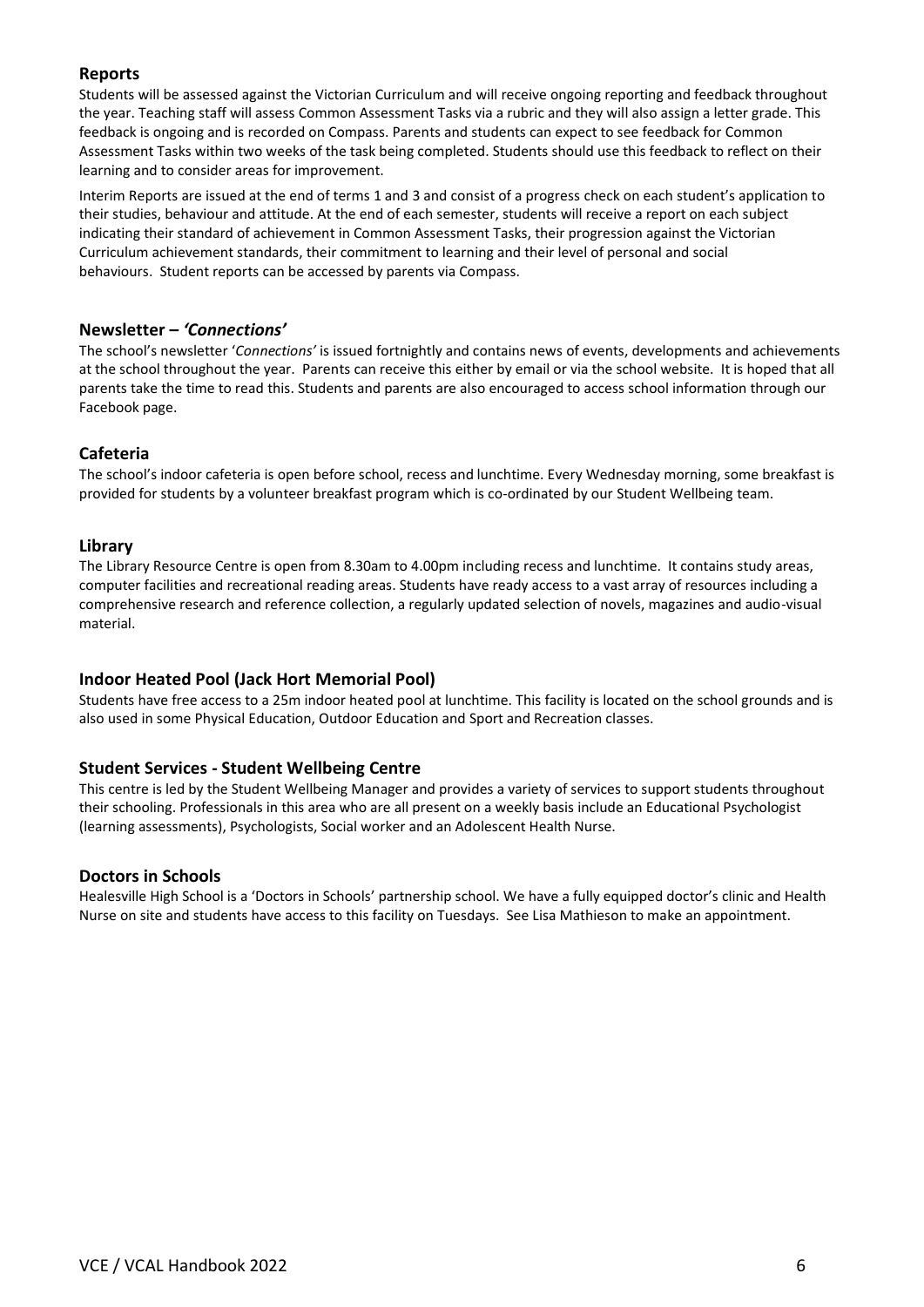## Reports

Students will be assessed against the Victorian Curriculum and will receive ongoing reporting and feedback throughout the year. Teaching staff will assess Common Assessment Tasks via a rubric and they will also assign a letter grade. This feedback is ongoing and is recorded on Compass. Parents and students can expect to see feedback for Common Assessment Tasks within two weeks of the task being completed. Students should use this feedback to reflect on their learning and to consider areas for improvement.

Interim Reports are issued at the end of terms 1 and 3 and consist of a progress check on each student's application to their studies, behaviour and attitude. At the end of each semester, students will receive a report on each subject indicating their standard of achievement in Common Assessment Tasks, their progression against the Victorian Curriculum achievement standards, their commitment to learning and their level of personal and social behaviours. Student reports can be accessed by parents via Compass.

## Newsletter – *'Connections'*

The school's newsletter '*Connections'* is issued fortnightly and contains news of events, developments and achievements at the school throughout the year. Parents can receive this either by email or via the school website. It is hoped that all parents take the time to read this. Students and parents are also encouraged to access school information through our Facebook page.

## Cafeteria

The school's indoor cafeteria is open before school, recess and lunchtime. Every Wednesday morning, some breakfast is provided for students by a volunteer breakfast program which is co-ordinated by our Student Wellbeing team.

## Library

The Library Resource Centre is open from 8.30am to 4.00pm including recess and lunchtime. It contains study areas, computer facilities and recreational reading areas. Students have ready access to a vast array of resources including a comprehensive research and reference collection, a regularly updated selection of novels, magazines and audio-visual material.

## Indoor Heated Pool (Jack Hort Memorial Pool)

Students have free access to a 25m indoor heated pool at lunchtime. This facility is located on the school grounds and is also used in some Physical Education, Outdoor Education and Sport and Recreation classes.

## Student Services - Student Wellbeing Centre

This centre is led by the Student Wellbeing Manager and provides a variety of services to support students throughout their schooling. Professionals in this area who are all present on a weekly basis include an Educational Psychologist (learning assessments), Psychologists, Social worker and an Adolescent Health Nurse.

## Doctors in Schools

Healesville High School is a 'Doctors in Schools' partnership school. We have a fully equipped doctor's clinic and Health Nurse on site and students have access to this facility on Tuesdays. See Lisa Mathieson to make an appointment.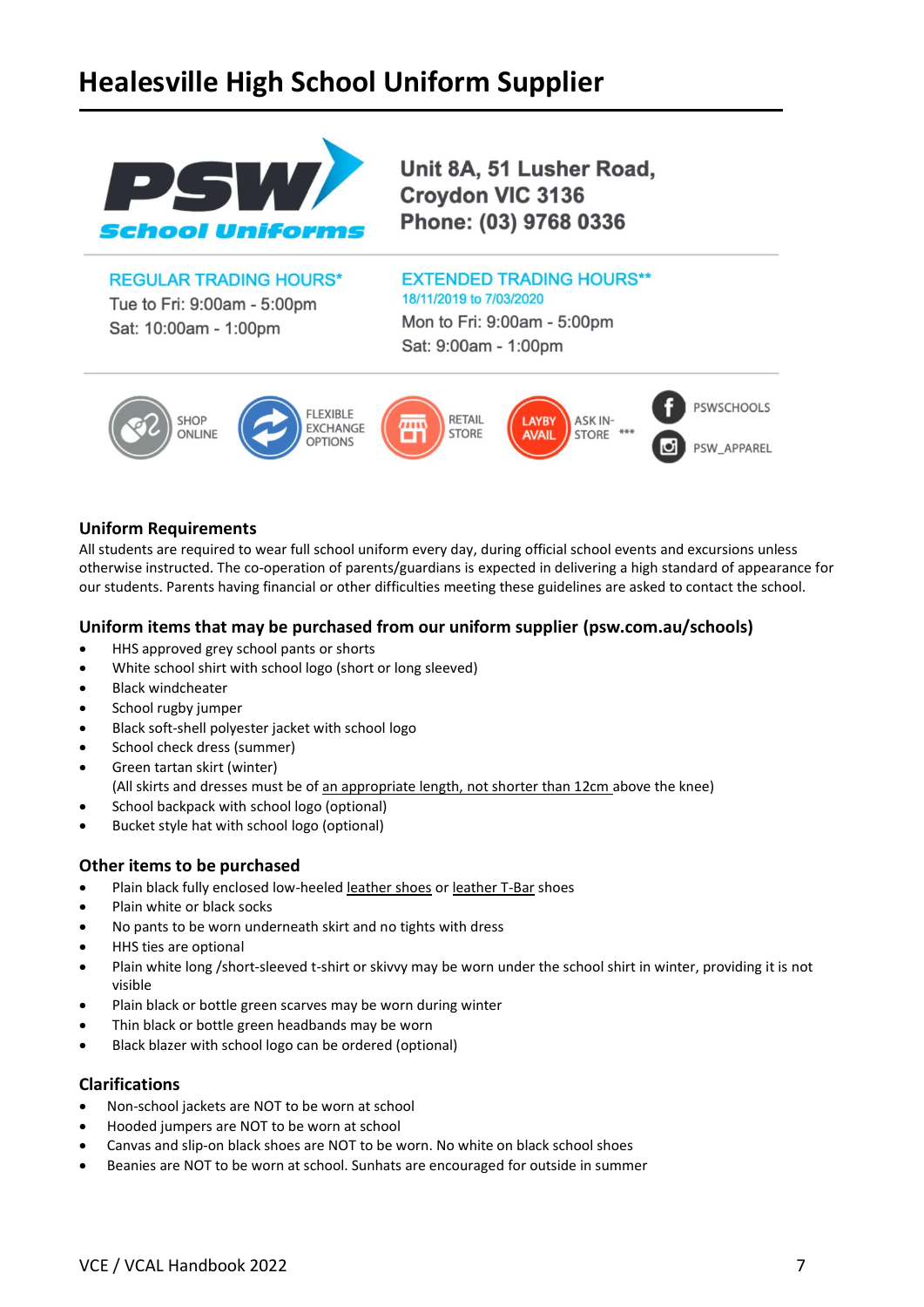# Healesville High School Uniform Supplier

PSW School Uniforms

**Unit 8A, 51 Lusher Road, Croydon VIC 3136**
**Phone: (03) 9768 0336**

REGULAR TRADING HOURS*
Tue to Fri: 9:00am - 5:00pm
Sat: 10:00am - 1:00pm

EXTENDED TRADING HOURS**
18/11/2019 to 7/03/2020
Mon to Fri: 9:00am - 5:00pm
Sat: 9:00am - 1:00pm

SHOP ONLINE | FLEXIBLE EXCHANGE OPTIONS | RETAIL STORE | LAYBY AVAIL ASK IN-STORE *** | PSWSCHOOLS | PSW_APPAREL

### Uniform Requirements

All students are required to wear full school uniform every day, during official school events and excursions unless otherwise instructed. The co-operation of parents/guardians is expected in delivering a high standard of appearance for our students. Parents having financial or other difficulties meeting these guidelines are asked to contact the school.

### Uniform items that may be purchased from our uniform supplier (psw.com.au/schools)

- HHS approved grey school pants or shorts
- White school shirt with school logo (short or long sleeved)
- Black windcheater
- School rugby jumper
- Black soft-shell polyester jacket with school logo
- School check dress (summer)
- Green tartan skirt (winter)
  (All skirts and dresses must be of an appropriate length, not shorter than 12cm above the knee)
- School backpack with school logo (optional)
- Bucket style hat with school logo (optional)

### Other items to be purchased

- Plain black fully enclosed low-heeled leather shoes or leather T-Bar shoes
- Plain white or black socks
- No pants to be worn underneath skirt and no tights with dress
- HHS ties are optional
- Plain white long /short-sleeved t-shirt or skivvy may be worn under the school shirt in winter, providing it is not visible
- Plain black or bottle green scarves may be worn during winter
- Thin black or bottle green headbands may be worn
- Black blazer with school logo can be ordered (optional)

### Clarifications

- Non-school jackets are NOT to be worn at school
- Hooded jumpers are NOT to be worn at school
- Canvas and slip-on black shoes are NOT to be worn. No white on black school shoes
- Beanies are NOT to be worn at school. Sunhats are encouraged for outside in summer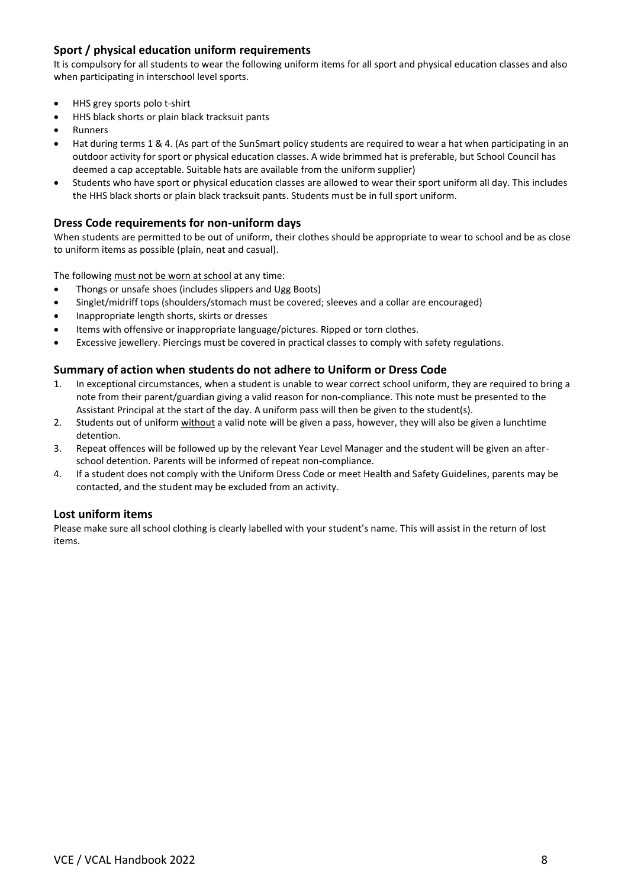### Sport / physical education uniform requirements

It is compulsory for all students to wear the following uniform items for all sport and physical education classes and also when participating in interschool level sports.

- HHS grey sports polo t-shirt
- HHS black shorts or plain black tracksuit pants
- Runners
- Hat during terms 1 & 4. (As part of the SunSmart policy students are required to wear a hat when participating in an outdoor activity for sport or physical education classes. A wide brimmed hat is preferable, but School Council has deemed a cap acceptable. Suitable hats are available from the uniform supplier)
- Students who have sport or physical education classes are allowed to wear their sport uniform all day. This includes the HHS black shorts or plain black tracksuit pants. Students must be in full sport uniform.

### Dress Code requirements for non-uniform days

When students are permitted to be out of uniform, their clothes should be appropriate to wear to school and be as close to uniform items as possible (plain, neat and casual).

The following <u>must not be worn at school</u> at any time:

- Thongs or unsafe shoes (includes slippers and Ugg Boots)
- Singlet/midriff tops (shoulders/stomach must be covered; sleeves and a collar are encouraged)
- Inappropriate length shorts, skirts or dresses
- Items with offensive or inappropriate language/pictures. Ripped or torn clothes.
- Excessive jewellery. Piercings must be covered in practical classes to comply with safety regulations.

### Summary of action when students do not adhere to Uniform or Dress Code

1. In exceptional circumstances, when a student is unable to wear correct school uniform, they are required to bring a note from their parent/guardian giving a valid reason for non-compliance. This note must be presented to the Assistant Principal at the start of the day. A uniform pass will then be given to the student(s).
2. Students out of uniform <u>without</u> a valid note will be given a pass, however, they will also be given a lunchtime detention.
3. Repeat offences will be followed up by the relevant Year Level Manager and the student will be given an after-school detention. Parents will be informed of repeat non-compliance.
4. If a student does not comply with the Uniform Dress Code or meet Health and Safety Guidelines, parents may be contacted, and the student may be excluded from an activity.

### Lost uniform items

Please make sure all school clothing is clearly labelled with your student's name. This will assist in the return of lost items.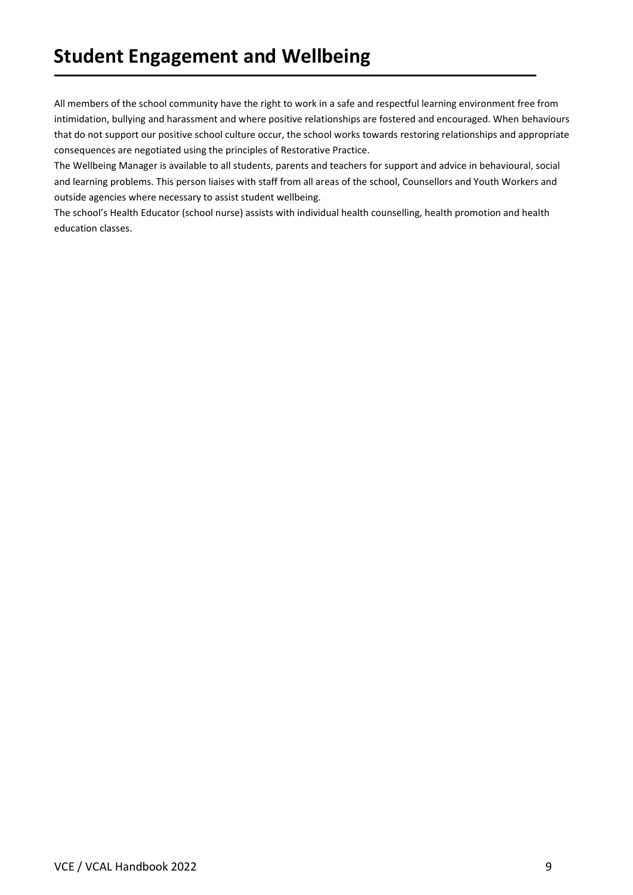# Student Engagement and Wellbeing

All members of the school community have the right to work in a safe and respectful learning environment free from intimidation, bullying and harassment and where positive relationships are fostered and encouraged. When behaviours that do not support our positive school culture occur, the school works towards restoring relationships and appropriate consequences are negotiated using the principles of Restorative Practice.

The Wellbeing Manager is available to all students, parents and teachers for support and advice in behavioural, social and learning problems. This person liaises with staff from all areas of the school, Counsellors and Youth Workers and outside agencies where necessary to assist student wellbeing.

The school's Health Educator (school nurse) assists with individual health counselling, health promotion and health education classes.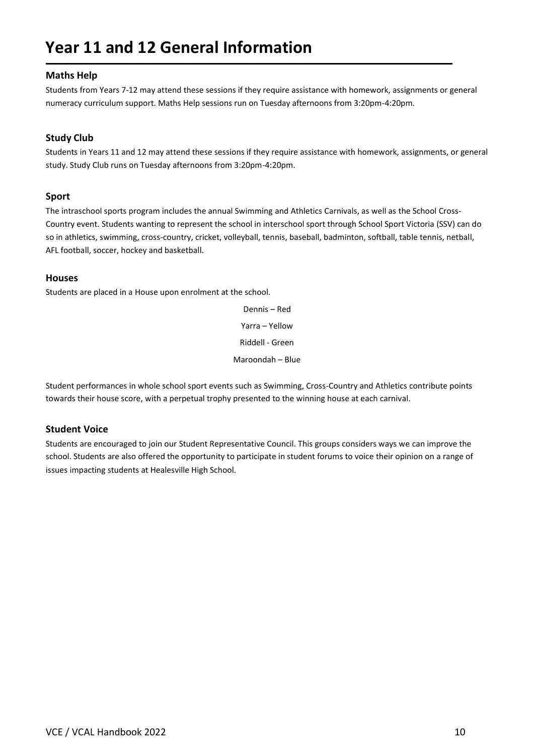# Year 11 and 12 General Information

### Maths Help

Students from Years 7-12 may attend these sessions if they require assistance with homework, assignments or general numeracy curriculum support. Maths Help sessions run on Tuesday afternoons from 3:20pm-4:20pm.

### Study Club

Students in Years 11 and 12 may attend these sessions if they require assistance with homework, assignments, or general study. Study Club runs on Tuesday afternoons from 3:20pm-4:20pm.

### Sport

The intraschool sports program includes the annual Swimming and Athletics Carnivals, as well as the School Cross-Country event. Students wanting to represent the school in interschool sport through School Sport Victoria (SSV) can do so in athletics, swimming, cross-country, cricket, volleyball, tennis, baseball, badminton, softball, table tennis, netball, AFL football, soccer, hockey and basketball.

### Houses

Students are placed in a House upon enrolment at the school.

Dennis – Red

Yarra – Yellow

Riddell - Green

Maroondah – Blue

Student performances in whole school sport events such as Swimming, Cross-Country and Athletics contribute points towards their house score, with a perpetual trophy presented to the winning house at each carnival.

### Student Voice

Students are encouraged to join our Student Representative Council. This groups considers ways we can improve the school. Students are also offered the opportunity to participate in student forums to voice their opinion on a range of issues impacting students at Healesville High School.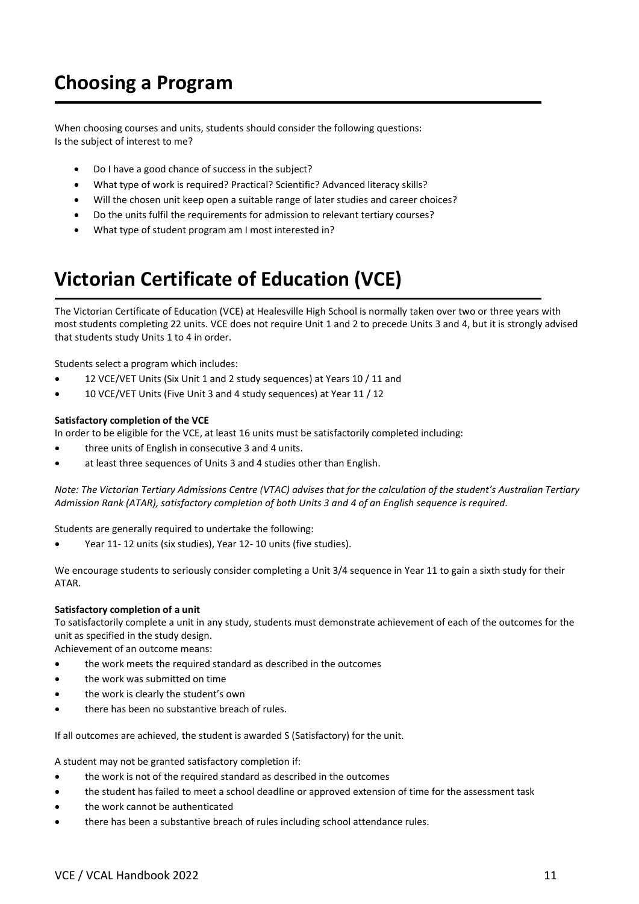# Choosing a Program

When choosing courses and units, students should consider the following questions:
Is the subject of interest to me?

- Do I have a good chance of success in the subject?
- What type of work is required? Practical? Scientific? Advanced literacy skills?
- Will the chosen unit keep open a suitable range of later studies and career choices?
- Do the units fulfil the requirements for admission to relevant tertiary courses?
- What type of student program am I most interested in?

# Victorian Certificate of Education (VCE)

The Victorian Certificate of Education (VCE) at Healesville High School is normally taken over two or three years with most students completing 22 units. VCE does not require Unit 1 and 2 to precede Units 3 and 4, but it is strongly advised that students study Units 1 to 4 in order.

Students select a program which includes:

- 12 VCE/VET Units (Six Unit 1 and 2 study sequences) at Years 10 / 11 and
- 10 VCE/VET Units (Five Unit 3 and 4 study sequences) at Year 11 / 12

**Satisfactory completion of the VCE**

In order to be eligible for the VCE, at least 16 units must be satisfactorily completed including:

- three units of English in consecutive 3 and 4 units.
- at least three sequences of Units 3 and 4 studies other than English.

*Note: The Victorian Tertiary Admissions Centre (VTAC) advises that for the calculation of the student's Australian Tertiary Admission Rank (ATAR), satisfactory completion of both Units 3 and 4 of an English sequence is required.*

Students are generally required to undertake the following:

- Year 11- 12 units (six studies), Year 12- 10 units (five studies).

We encourage students to seriously consider completing a Unit 3/4 sequence in Year 11 to gain a sixth study for their ATAR.

**Satisfactory completion of a unit**

To satisfactorily complete a unit in any study, students must demonstrate achievement of each of the outcomes for the unit as specified in the study design.
Achievement of an outcome means:

- the work meets the required standard as described in the outcomes
- the work was submitted on time
- the work is clearly the student's own
- there has been no substantive breach of rules.

If all outcomes are achieved, the student is awarded S (Satisfactory) for the unit.

A student may not be granted satisfactory completion if:

- the work is not of the required standard as described in the outcomes
- the student has failed to meet a school deadline or approved extension of time for the assessment task
- the work cannot be authenticated
- there has been a substantive breach of rules including school attendance rules.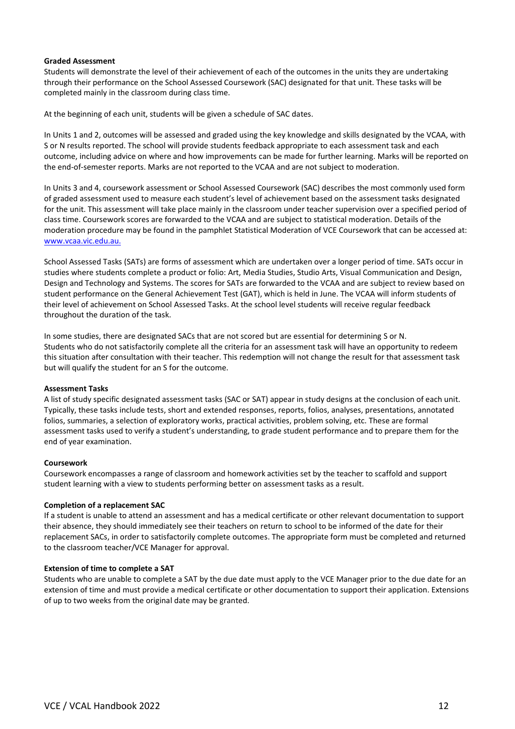**Graded Assessment**

Students will demonstrate the level of their achievement of each of the outcomes in the units they are undertaking through their performance on the School Assessed Coursework (SAC) designated for that unit. These tasks will be completed mainly in the classroom during class time.

At the beginning of each unit, students will be given a schedule of SAC dates.

In Units 1 and 2, outcomes will be assessed and graded using the key knowledge and skills designated by the VCAA, with S or N results reported. The school will provide students feedback appropriate to each assessment task and each outcome, including advice on where and how improvements can be made for further learning. Marks will be reported on the end-of-semester reports. Marks are not reported to the VCAA and are not subject to moderation.

In Units 3 and 4, coursework assessment or School Assessed Coursework (SAC) describes the most commonly used form of graded assessment used to measure each student's level of achievement based on the assessment tasks designated for the unit. This assessment will take place mainly in the classroom under teacher supervision over a specified period of class time. Coursework scores are forwarded to the VCAA and are subject to statistical moderation. Details of the moderation procedure may be found in the pamphlet Statistical Moderation of VCE Coursework that can be accessed at: [www.vcaa.vic.edu.au.](http://www.vcaa.vic.edu.au)

School Assessed Tasks (SATs) are forms of assessment which are undertaken over a longer period of time. SATs occur in studies where students complete a product or folio: Art, Media Studies, Studio Arts, Visual Communication and Design, Design and Technology and Systems. The scores for SATs are forwarded to the VCAA and are subject to review based on student performance on the General Achievement Test (GAT), which is held in June. The VCAA will inform students of their level of achievement on School Assessed Tasks. At the school level students will receive regular feedback throughout the duration of the task.

In some studies, there are designated SACs that are not scored but are essential for determining S or N.
Students who do not satisfactorily complete all the criteria for an assessment task will have an opportunity to redeem this situation after consultation with their teacher. This redemption will not change the result for that assessment task but will qualify the student for an S for the outcome.

**Assessment Tasks**

A list of study specific designated assessment tasks (SAC or SAT) appear in study designs at the conclusion of each unit. Typically, these tasks include tests, short and extended responses, reports, folios, analyses, presentations, annotated folios, summaries, a selection of exploratory works, practical activities, problem solving, etc. These are formal assessment tasks used to verify a student's understanding, to grade student performance and to prepare them for the end of year examination.

**Coursework**

Coursework encompasses a range of classroom and homework activities set by the teacher to scaffold and support student learning with a view to students performing better on assessment tasks as a result.

**Completion of a replacement SAC**

If a student is unable to attend an assessment and has a medical certificate or other relevant documentation to support their absence, they should immediately see their teachers on return to school to be informed of the date for their replacement SACs, in order to satisfactorily complete outcomes. The appropriate form must be completed and returned to the classroom teacher/VCE Manager for approval.

**Extension of time to complete a SAT**

Students who are unable to complete a SAT by the due date must apply to the VCE Manager prior to the due date for an extension of time and must provide a medical certificate or other documentation to support their application. Extensions of up to two weeks from the original date may be granted.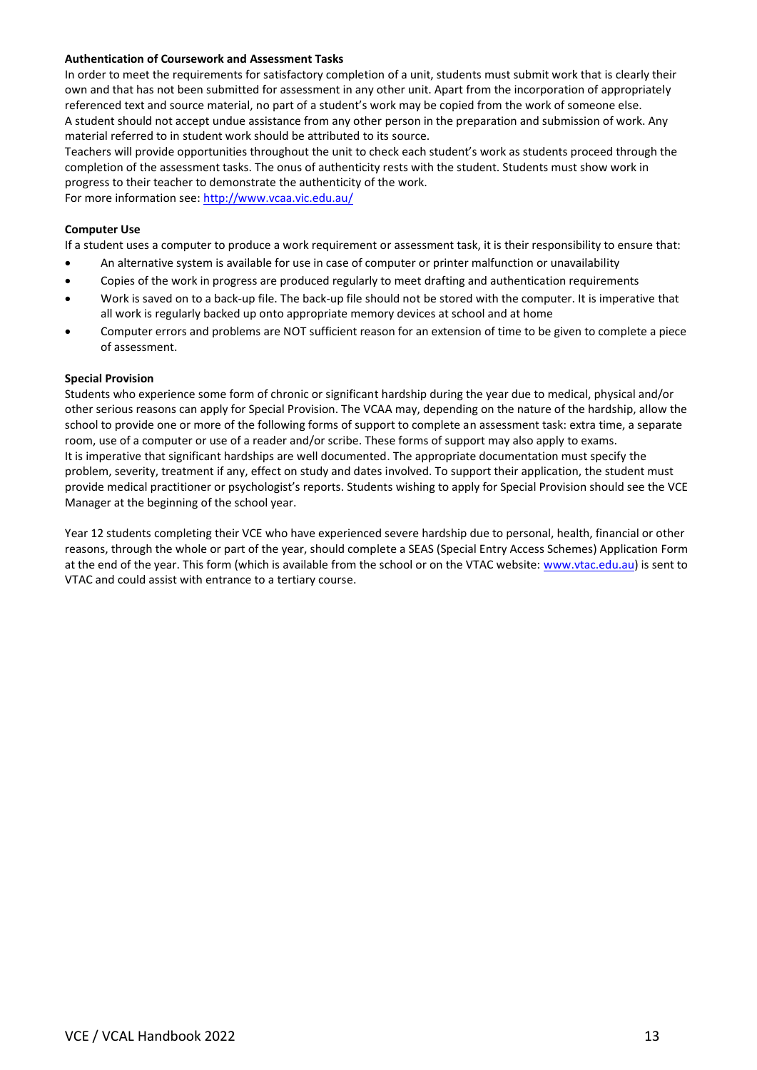**Authentication of Coursework and Assessment Tasks**

In order to meet the requirements for satisfactory completion of a unit, students must submit work that is clearly their own and that has not been submitted for assessment in any other unit. Apart from the incorporation of appropriately referenced text and source material, no part of a student's work may be copied from the work of someone else.
A student should not accept undue assistance from any other person in the preparation and submission of work. Any material referred to in student work should be attributed to its source.
Teachers will provide opportunities throughout the unit to check each student's work as students proceed through the completion of the assessment tasks. The onus of authenticity rests with the student. Students must show work in progress to their teacher to demonstrate the authenticity of the work.
For more information see: http://www.vcaa.vic.edu.au/

**Computer Use**

If a student uses a computer to produce a work requirement or assessment task, it is their responsibility to ensure that:

- An alternative system is available for use in case of computer or printer malfunction or unavailability
- Copies of the work in progress are produced regularly to meet drafting and authentication requirements
- Work is saved on to a back-up file. The back-up file should not be stored with the computer. It is imperative that all work is regularly backed up onto appropriate memory devices at school and at home
- Computer errors and problems are NOT sufficient reason for an extension of time to be given to complete a piece of assessment.

**Special Provision**

Students who experience some form of chronic or significant hardship during the year due to medical, physical and/or other serious reasons can apply for Special Provision. The VCAA may, depending on the nature of the hardship, allow the school to provide one or more of the following forms of support to complete an assessment task: extra time, a separate room, use of a computer or use of a reader and/or scribe. These forms of support may also apply to exams.
It is imperative that significant hardships are well documented. The appropriate documentation must specify the problem, severity, treatment if any, effect on study and dates involved. To support their application, the student must provide medical practitioner or psychologist's reports. Students wishing to apply for Special Provision should see the VCE Manager at the beginning of the school year.

Year 12 students completing their VCE who have experienced severe hardship due to personal, health, financial or other reasons, through the whole or part of the year, should complete a SEAS (Special Entry Access Schemes) Application Form at the end of the year. This form (which is available from the school or on the VTAC website: www.vtac.edu.au) is sent to VTAC and could assist with entrance to a tertiary course.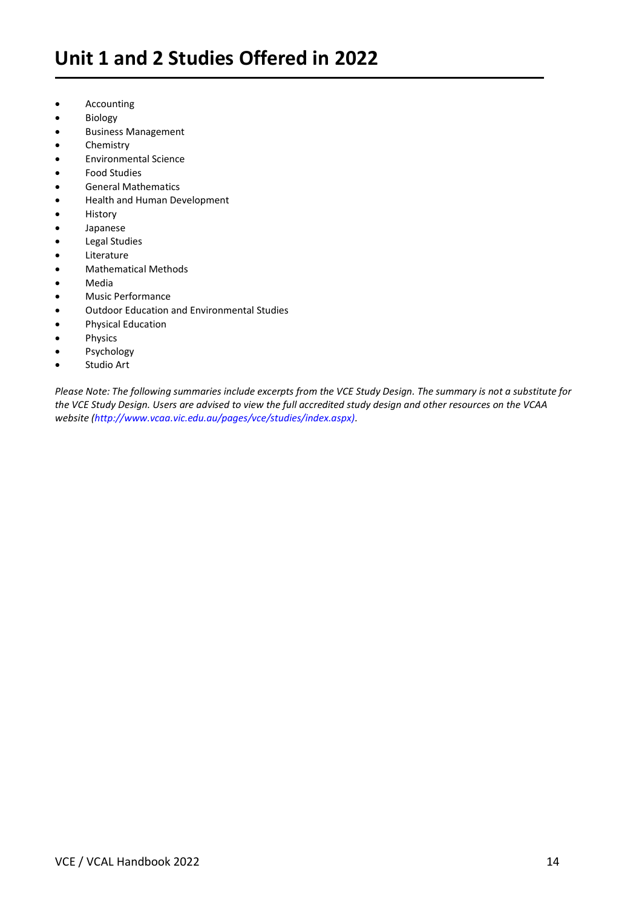# Unit 1 and 2 Studies Offered in 2022

- Accounting
- Biology
- Business Management
- Chemistry
- Environmental Science
- Food Studies
- General Mathematics
- Health and Human Development
- History
- Japanese
- Legal Studies
- Literature
- Mathematical Methods
- Media
- Music Performance
- Outdoor Education and Environmental Studies
- Physical Education
- Physics
- Psychology
- Studio Art

*Please Note: The following summaries include excerpts from the VCE Study Design. The summary is not a substitute for the VCE Study Design. Users are advised to view the full accredited study design and other resources on the VCAA website (http://www.vcaa.vic.edu.au/pages/vce/studies/index.aspx).*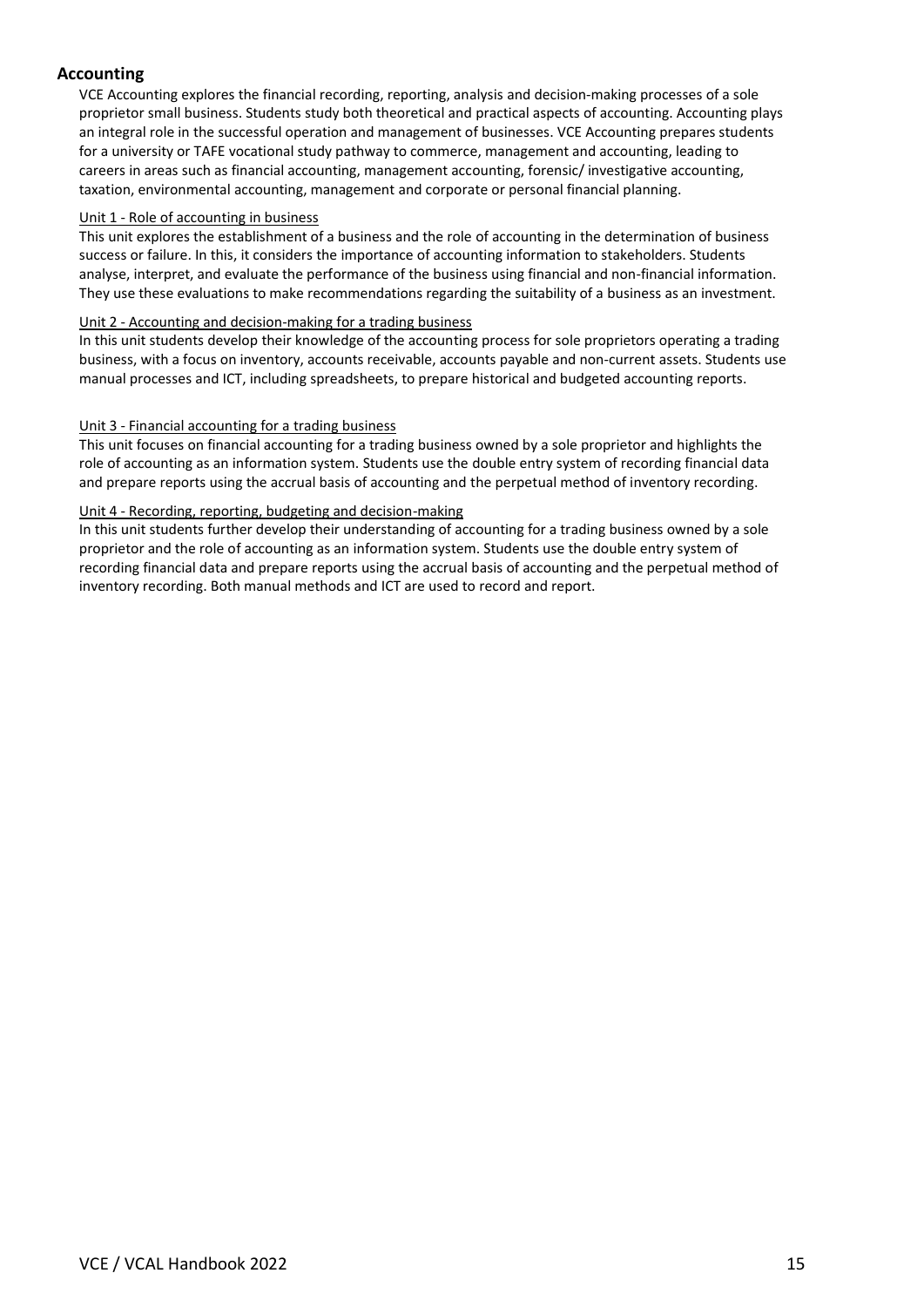## Accounting

VCE Accounting explores the financial recording, reporting, analysis and decision-making processes of a sole proprietor small business. Students study both theoretical and practical aspects of accounting. Accounting plays an integral role in the successful operation and management of businesses. VCE Accounting prepares students for a university or TAFE vocational study pathway to commerce, management and accounting, leading to careers in areas such as financial accounting, management accounting, forensic/ investigative accounting, taxation, environmental accounting, management and corporate or personal financial planning.

### Unit 1 - Role of accounting in business

This unit explores the establishment of a business and the role of accounting in the determination of business success or failure. In this, it considers the importance of accounting information to stakeholders. Students analyse, interpret, and evaluate the performance of the business using financial and non-financial information. They use these evaluations to make recommendations regarding the suitability of a business as an investment.

### Unit 2 - Accounting and decision-making for a trading business

In this unit students develop their knowledge of the accounting process for sole proprietors operating a trading business, with a focus on inventory, accounts receivable, accounts payable and non-current assets. Students use manual processes and ICT, including spreadsheets, to prepare historical and budgeted accounting reports.

### Unit 3 - Financial accounting for a trading business

This unit focuses on financial accounting for a trading business owned by a sole proprietor and highlights the role of accounting as an information system. Students use the double entry system of recording financial data and prepare reports using the accrual basis of accounting and the perpetual method of inventory recording.

### Unit 4 - Recording, reporting, budgeting and decision-making

In this unit students further develop their understanding of accounting for a trading business owned by a sole proprietor and the role of accounting as an information system. Students use the double entry system of recording financial data and prepare reports using the accrual basis of accounting and the perpetual method of inventory recording. Both manual methods and ICT are used to record and report.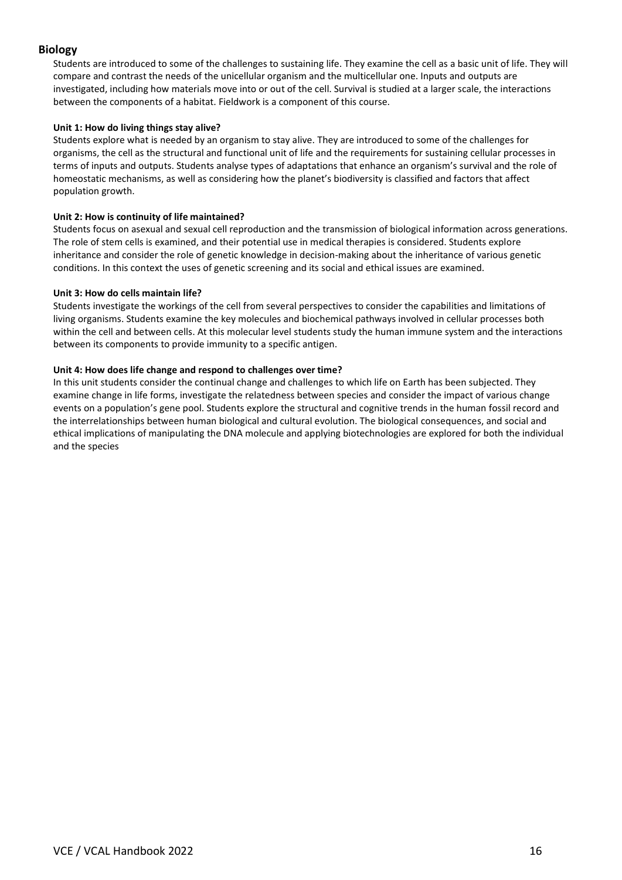## Biology

Students are introduced to some of the challenges to sustaining life. They examine the cell as a basic unit of life. They will compare and contrast the needs of the unicellular organism and the multicellular one. Inputs and outputs are investigated, including how materials move into or out of the cell. Survival is studied at a larger scale, the interactions between the components of a habitat. Fieldwork is a component of this course.

**Unit 1: How do living things stay alive?**

Students explore what is needed by an organism to stay alive. They are introduced to some of the challenges for organisms, the cell as the structural and functional unit of life and the requirements for sustaining cellular processes in terms of inputs and outputs. Students analyse types of adaptations that enhance an organism's survival and the role of homeostatic mechanisms, as well as considering how the planet's biodiversity is classified and factors that affect population growth.

**Unit 2: How is continuity of life maintained?**

Students focus on asexual and sexual cell reproduction and the transmission of biological information across generations. The role of stem cells is examined, and their potential use in medical therapies is considered. Students explore inheritance and consider the role of genetic knowledge in decision-making about the inheritance of various genetic conditions. In this context the uses of genetic screening and its social and ethical issues are examined.

**Unit 3: How do cells maintain life?**

Students investigate the workings of the cell from several perspectives to consider the capabilities and limitations of living organisms. Students examine the key molecules and biochemical pathways involved in cellular processes both within the cell and between cells. At this molecular level students study the human immune system and the interactions between its components to provide immunity to a specific antigen.

**Unit 4: How does life change and respond to challenges over time?**

In this unit students consider the continual change and challenges to which life on Earth has been subjected. They examine change in life forms, investigate the relatedness between species and consider the impact of various change events on a population's gene pool. Students explore the structural and cognitive trends in the human fossil record and the interrelationships between human biological and cultural evolution. The biological consequences, and social and ethical implications of manipulating the DNA molecule and applying biotechnologies are explored for both the individual and the species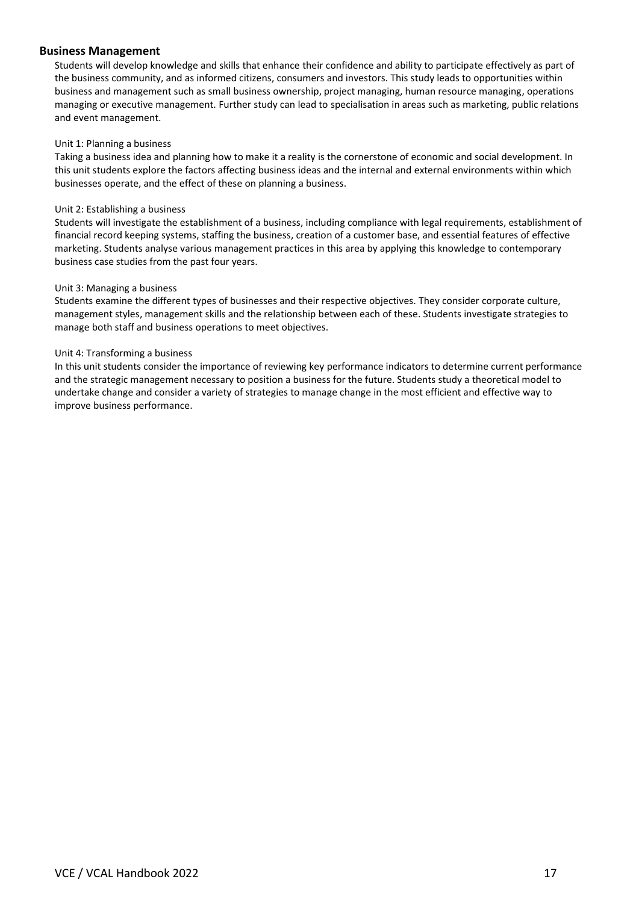## Business Management

Students will develop knowledge and skills that enhance their confidence and ability to participate effectively as part of the business community, and as informed citizens, consumers and investors. This study leads to opportunities within business and management such as small business ownership, project managing, human resource managing, operations managing or executive management. Further study can lead to specialisation in areas such as marketing, public relations and event management.

### Unit 1: Planning a business

Taking a business idea and planning how to make it a reality is the cornerstone of economic and social development. In this unit students explore the factors affecting business ideas and the internal and external environments within which businesses operate, and the effect of these on planning a business.

### Unit 2: Establishing a business

Students will investigate the establishment of a business, including compliance with legal requirements, establishment of financial record keeping systems, staffing the business, creation of a customer base, and essential features of effective marketing. Students analyse various management practices in this area by applying this knowledge to contemporary business case studies from the past four years.

### Unit 3: Managing a business

Students examine the different types of businesses and their respective objectives. They consider corporate culture, management styles, management skills and the relationship between each of these. Students investigate strategies to manage both staff and business operations to meet objectives.

### Unit 4: Transforming a business

In this unit students consider the importance of reviewing key performance indicators to determine current performance and the strategic management necessary to position a business for the future. Students study a theoretical model to undertake change and consider a variety of strategies to manage change in the most efficient and effective way to improve business performance.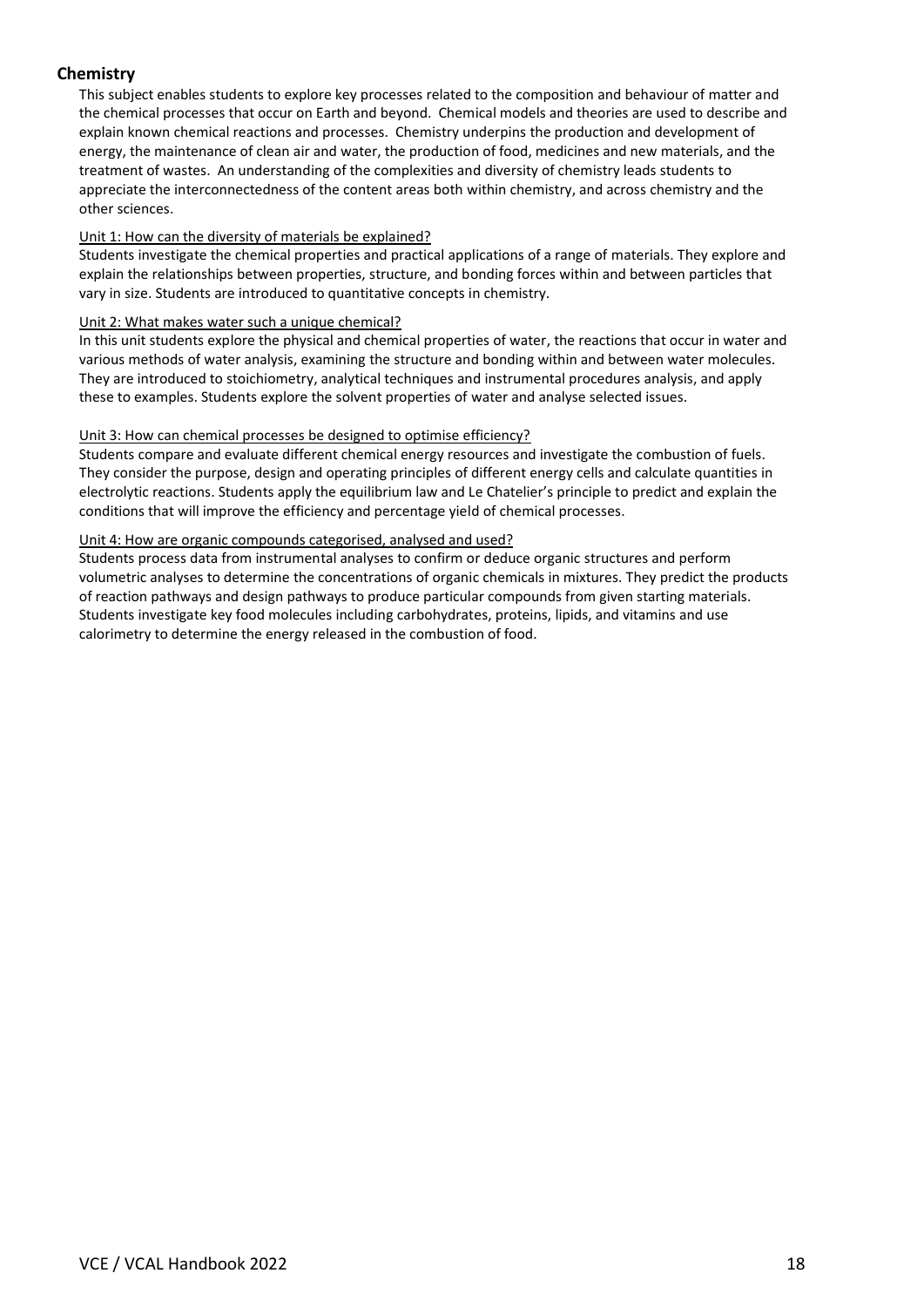## Chemistry

This subject enables students to explore key processes related to the composition and behaviour of matter and the chemical processes that occur on Earth and beyond. Chemical models and theories are used to describe and explain known chemical reactions and processes. Chemistry underpins the production and development of energy, the maintenance of clean air and water, the production of food, medicines and new materials, and the treatment of wastes. An understanding of the complexities and diversity of chemistry leads students to appreciate the interconnectedness of the content areas both within chemistry, and across chemistry and the other sciences.

<u>Unit 1: How can the diversity of materials be explained?</u>

Students investigate the chemical properties and practical applications of a range of materials. They explore and explain the relationships between properties, structure, and bonding forces within and between particles that vary in size. Students are introduced to quantitative concepts in chemistry.

<u>Unit 2: What makes water such a unique chemical?</u>

In this unit students explore the physical and chemical properties of water, the reactions that occur in water and various methods of water analysis, examining the structure and bonding within and between water molecules. They are introduced to stoichiometry, analytical techniques and instrumental procedures analysis, and apply these to examples. Students explore the solvent properties of water and analyse selected issues.

<u>Unit 3: How can chemical processes be designed to optimise efficiency?</u>

Students compare and evaluate different chemical energy resources and investigate the combustion of fuels. They consider the purpose, design and operating principles of different energy cells and calculate quantities in electrolytic reactions. Students apply the equilibrium law and Le Chatelier's principle to predict and explain the conditions that will improve the efficiency and percentage yield of chemical processes.

<u>Unit 4: How are organic compounds categorised, analysed and used?</u>

Students process data from instrumental analyses to confirm or deduce organic structures and perform volumetric analyses to determine the concentrations of organic chemicals in mixtures. They predict the products of reaction pathways and design pathways to produce particular compounds from given starting materials. Students investigate key food molecules including carbohydrates, proteins, lipids, and vitamins and use calorimetry to determine the energy released in the combustion of food.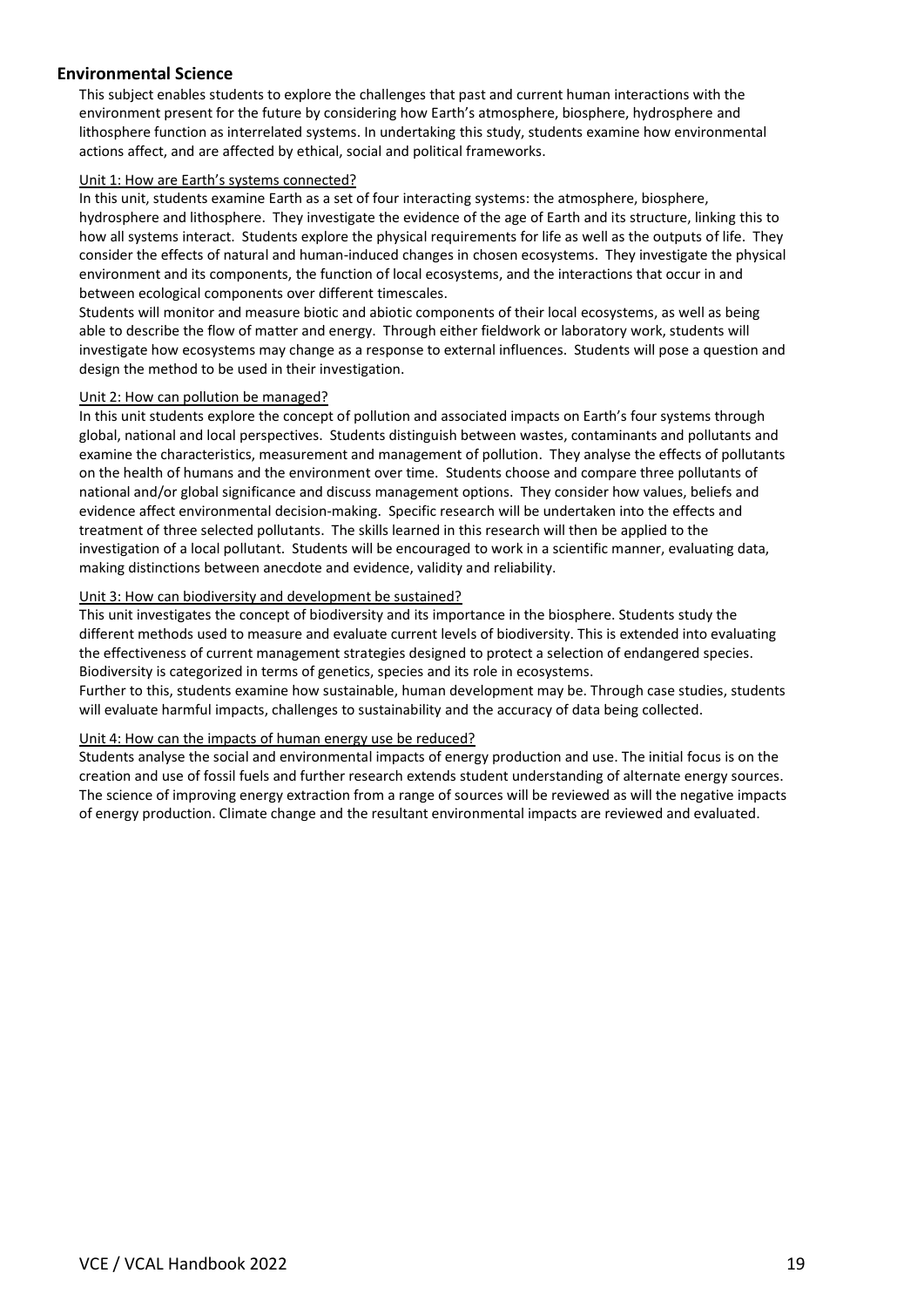## Environmental Science

This subject enables students to explore the challenges that past and current human interactions with the environment present for the future by considering how Earth's atmosphere, biosphere, hydrosphere and lithosphere function as interrelated systems. In undertaking this study, students examine how environmental actions affect, and are affected by ethical, social and political frameworks.

### Unit 1: How are Earth's systems connected?

In this unit, students examine Earth as a set of four interacting systems: the atmosphere, biosphere, hydrosphere and lithosphere. They investigate the evidence of the age of Earth and its structure, linking this to how all systems interact. Students explore the physical requirements for life as well as the outputs of life. They consider the effects of natural and human-induced changes in chosen ecosystems. They investigate the physical environment and its components, the function of local ecosystems, and the interactions that occur in and between ecological components over different timescales.

Students will monitor and measure biotic and abiotic components of their local ecosystems, as well as being able to describe the flow of matter and energy. Through either fieldwork or laboratory work, students will investigate how ecosystems may change as a response to external influences. Students will pose a question and design the method to be used in their investigation.

### Unit 2: How can pollution be managed?

In this unit students explore the concept of pollution and associated impacts on Earth's four systems through global, national and local perspectives. Students distinguish between wastes, contaminants and pollutants and examine the characteristics, measurement and management of pollution. They analyse the effects of pollutants on the health of humans and the environment over time. Students choose and compare three pollutants of national and/or global significance and discuss management options. They consider how values, beliefs and evidence affect environmental decision-making. Specific research will be undertaken into the effects and treatment of three selected pollutants. The skills learned in this research will then be applied to the investigation of a local pollutant. Students will be encouraged to work in a scientific manner, evaluating data, making distinctions between anecdote and evidence, validity and reliability.

### Unit 3: How can biodiversity and development be sustained?

This unit investigates the concept of biodiversity and its importance in the biosphere. Students study the different methods used to measure and evaluate current levels of biodiversity. This is extended into evaluating the effectiveness of current management strategies designed to protect a selection of endangered species. Biodiversity is categorized in terms of genetics, species and its role in ecosystems.

Further to this, students examine how sustainable, human development may be. Through case studies, students will evaluate harmful impacts, challenges to sustainability and the accuracy of data being collected.

### Unit 4: How can the impacts of human energy use be reduced?

Students analyse the social and environmental impacts of energy production and use. The initial focus is on the creation and use of fossil fuels and further research extends student understanding of alternate energy sources. The science of improving energy extraction from a range of sources will be reviewed as will the negative impacts of energy production. Climate change and the resultant environmental impacts are reviewed and evaluated.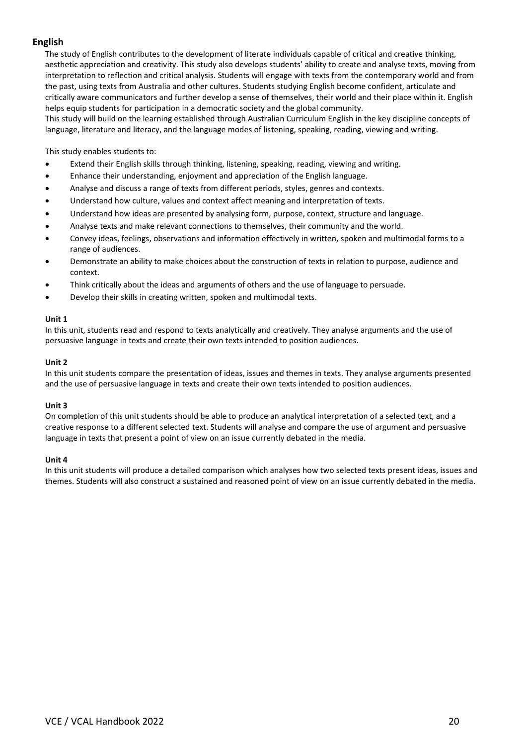## English

The study of English contributes to the development of literate individuals capable of critical and creative thinking, aesthetic appreciation and creativity. This study also develops students' ability to create and analyse texts, moving from interpretation to reflection and critical analysis. Students will engage with texts from the contemporary world and from the past, using texts from Australia and other cultures. Students studying English become confident, articulate and critically aware communicators and further develop a sense of themselves, their world and their place within it. English helps equip students for participation in a democratic society and the global community.

This study will build on the learning established through Australian Curriculum English in the key discipline concepts of language, literature and literacy, and the language modes of listening, speaking, reading, viewing and writing.

This study enables students to:

- Extend their English skills through thinking, listening, speaking, reading, viewing and writing.
- Enhance their understanding, enjoyment and appreciation of the English language.
- Analyse and discuss a range of texts from different periods, styles, genres and contexts.
- Understand how culture, values and context affect meaning and interpretation of texts.
- Understand how ideas are presented by analysing form, purpose, context, structure and language.
- Analyse texts and make relevant connections to themselves, their community and the world.
- Convey ideas, feelings, observations and information effectively in written, spoken and multimodal forms to a range of audiences.
- Demonstrate an ability to make choices about the construction of texts in relation to purpose, audience and context.
- Think critically about the ideas and arguments of others and the use of language to persuade.
- Develop their skills in creating written, spoken and multimodal texts.

**Unit 1**

In this unit, students read and respond to texts analytically and creatively. They analyse arguments and the use of persuasive language in texts and create their own texts intended to position audiences.

**Unit 2**

In this unit students compare the presentation of ideas, issues and themes in texts. They analyse arguments presented and the use of persuasive language in texts and create their own texts intended to position audiences.

**Unit 3**

On completion of this unit students should be able to produce an analytical interpretation of a selected text, and a creative response to a different selected text. Students will analyse and compare the use of argument and persuasive language in texts that present a point of view on an issue currently debated in the media.

**Unit 4**

In this unit students will produce a detailed comparison which analyses how two selected texts present ideas, issues and themes. Students will also construct a sustained and reasoned point of view on an issue currently debated in the media.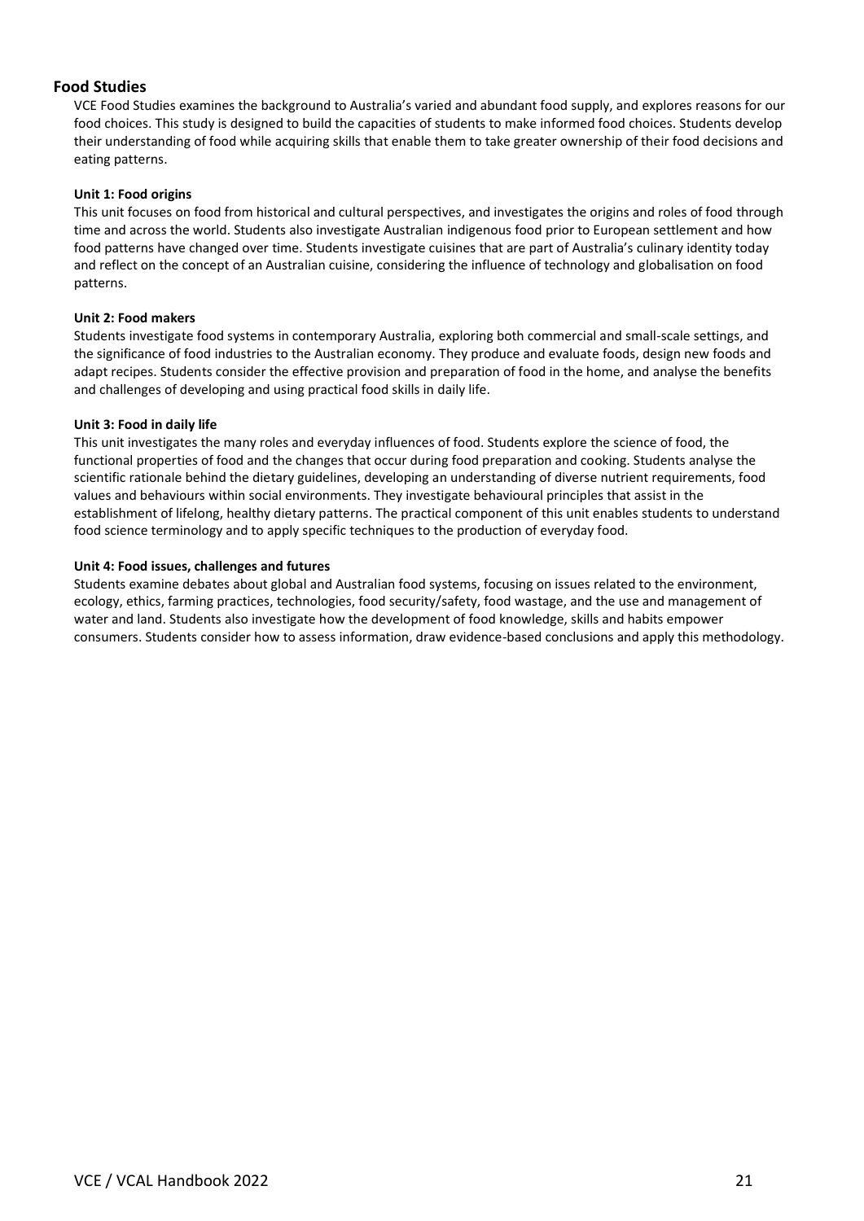## Food Studies

VCE Food Studies examines the background to Australia's varied and abundant food supply, and explores reasons for our food choices. This study is designed to build the capacities of students to make informed food choices. Students develop their understanding of food while acquiring skills that enable them to take greater ownership of their food decisions and eating patterns.

### Unit 1: Food origins

This unit focuses on food from historical and cultural perspectives, and investigates the origins and roles of food through time and across the world. Students also investigate Australian indigenous food prior to European settlement and how food patterns have changed over time. Students investigate cuisines that are part of Australia's culinary identity today and reflect on the concept of an Australian cuisine, considering the influence of technology and globalisation on food patterns.

### Unit 2: Food makers

Students investigate food systems in contemporary Australia, exploring both commercial and small-scale settings, and the significance of food industries to the Australian economy. They produce and evaluate foods, design new foods and adapt recipes. Students consider the effective provision and preparation of food in the home, and analyse the benefits and challenges of developing and using practical food skills in daily life.

### Unit 3: Food in daily life

This unit investigates the many roles and everyday influences of food. Students explore the science of food, the functional properties of food and the changes that occur during food preparation and cooking. Students analyse the scientific rationale behind the dietary guidelines, developing an understanding of diverse nutrient requirements, food values and behaviours within social environments. They investigate behavioural principles that assist in the establishment of lifelong, healthy dietary patterns. The practical component of this unit enables students to understand food science terminology and to apply specific techniques to the production of everyday food.

### Unit 4: Food issues, challenges and futures

Students examine debates about global and Australian food systems, focusing on issues related to the environment, ecology, ethics, farming practices, technologies, food security/safety, food wastage, and the use and management of water and land. Students also investigate how the development of food knowledge, skills and habits empower consumers. Students consider how to assess information, draw evidence-based conclusions and apply this methodology.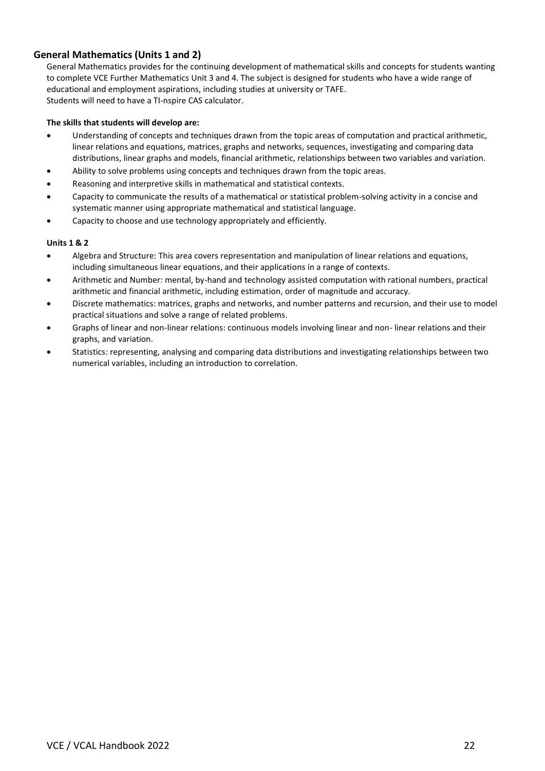## General Mathematics (Units 1 and 2)

General Mathematics provides for the continuing development of mathematical skills and concepts for students wanting to complete VCE Further Mathematics Unit 3 and 4. The subject is designed for students who have a wide range of educational and employment aspirations, including studies at university or TAFE.
Students will need to have a TI-nspire CAS calculator.

**The skills that students will develop are:**

- Understanding of concepts and techniques drawn from the topic areas of computation and practical arithmetic, linear relations and equations, matrices, graphs and networks, sequences, investigating and comparing data distributions, linear graphs and models, financial arithmetic, relationships between two variables and variation.
- Ability to solve problems using concepts and techniques drawn from the topic areas.
- Reasoning and interpretive skills in mathematical and statistical contexts.
- Capacity to communicate the results of a mathematical or statistical problem-solving activity in a concise and systematic manner using appropriate mathematical and statistical language.
- Capacity to choose and use technology appropriately and efficiently.

**Units 1 & 2**

- Algebra and Structure: This area covers representation and manipulation of linear relations and equations, including simultaneous linear equations, and their applications in a range of contexts.
- Arithmetic and Number: mental, by-hand and technology assisted computation with rational numbers, practical arithmetic and financial arithmetic, including estimation, order of magnitude and accuracy.
- Discrete mathematics: matrices, graphs and networks, and number patterns and recursion, and their use to model practical situations and solve a range of related problems.
- Graphs of linear and non-linear relations: continuous models involving linear and non- linear relations and their graphs, and variation.
- Statistics: representing, analysing and comparing data distributions and investigating relationships between two numerical variables, including an introduction to correlation.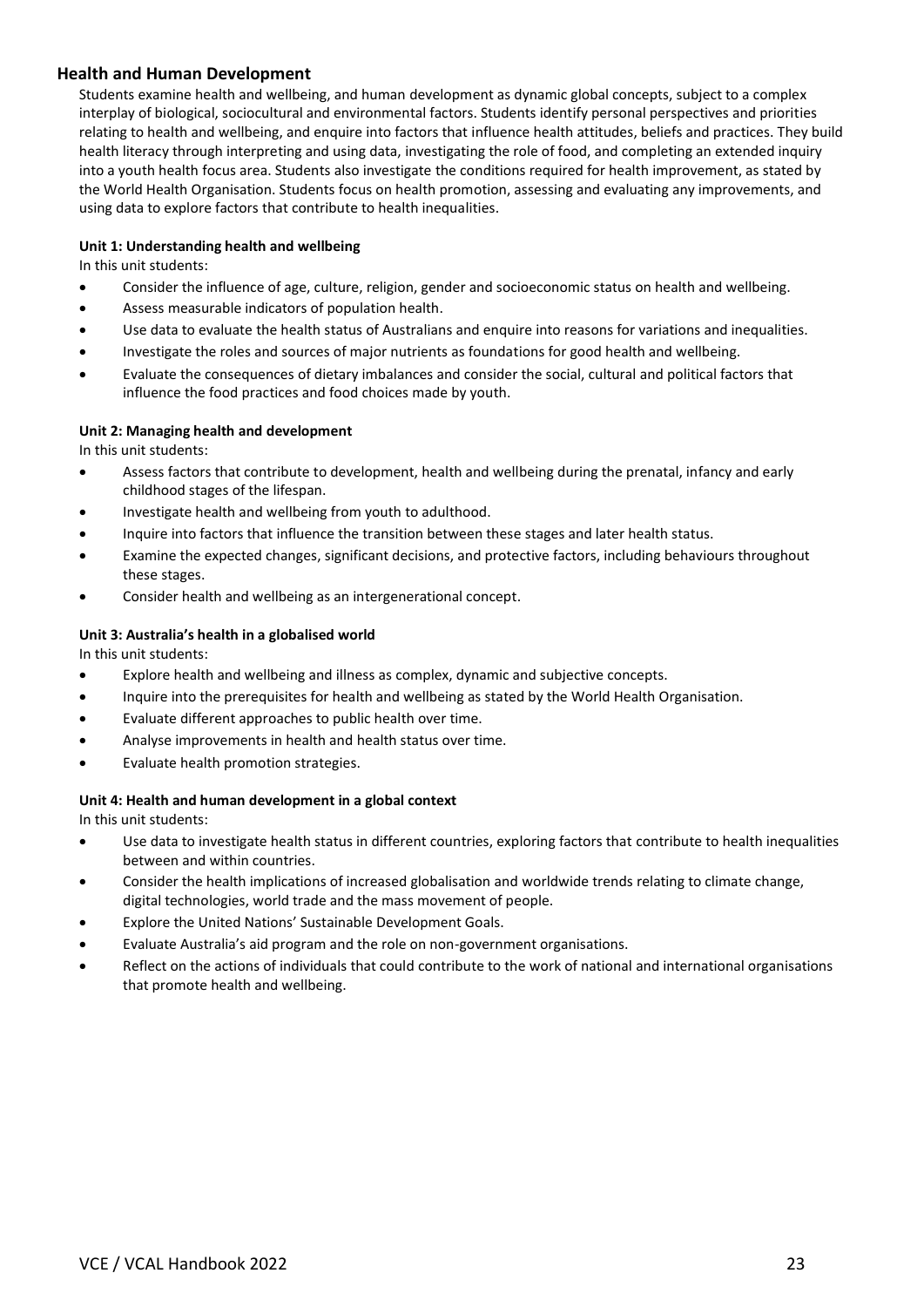## Health and Human Development

Students examine health and wellbeing, and human development as dynamic global concepts, subject to a complex interplay of biological, sociocultural and environmental factors. Students identify personal perspectives and priorities relating to health and wellbeing, and enquire into factors that influence health attitudes, beliefs and practices. They build health literacy through interpreting and using data, investigating the role of food, and completing an extended inquiry into a youth health focus area. Students also investigate the conditions required for health improvement, as stated by the World Health Organisation. Students focus on health promotion, assessing and evaluating any improvements, and using data to explore factors that contribute to health inequalities.

**Unit 1: Understanding health and wellbeing**

In this unit students:

- Consider the influence of age, culture, religion, gender and socioeconomic status on health and wellbeing.
- Assess measurable indicators of population health.
- Use data to evaluate the health status of Australians and enquire into reasons for variations and inequalities.
- Investigate the roles and sources of major nutrients as foundations for good health and wellbeing.
- Evaluate the consequences of dietary imbalances and consider the social, cultural and political factors that influence the food practices and food choices made by youth.

**Unit 2: Managing health and development**

In this unit students:

- Assess factors that contribute to development, health and wellbeing during the prenatal, infancy and early childhood stages of the lifespan.
- Investigate health and wellbeing from youth to adulthood.
- Inquire into factors that influence the transition between these stages and later health status.
- Examine the expected changes, significant decisions, and protective factors, including behaviours throughout these stages.
- Consider health and wellbeing as an intergenerational concept.

**Unit 3: Australia's health in a globalised world**

In this unit students:

- Explore health and wellbeing and illness as complex, dynamic and subjective concepts.
- Inquire into the prerequisites for health and wellbeing as stated by the World Health Organisation.
- Evaluate different approaches to public health over time.
- Analyse improvements in health and health status over time.
- Evaluate health promotion strategies.

**Unit 4: Health and human development in a global context**

In this unit students:

- Use data to investigate health status in different countries, exploring factors that contribute to health inequalities between and within countries.
- Consider the health implications of increased globalisation and worldwide trends relating to climate change, digital technologies, world trade and the mass movement of people.
- Explore the United Nations' Sustainable Development Goals.
- Evaluate Australia's aid program and the role on non-government organisations.
- Reflect on the actions of individuals that could contribute to the work of national and international organisations that promote health and wellbeing.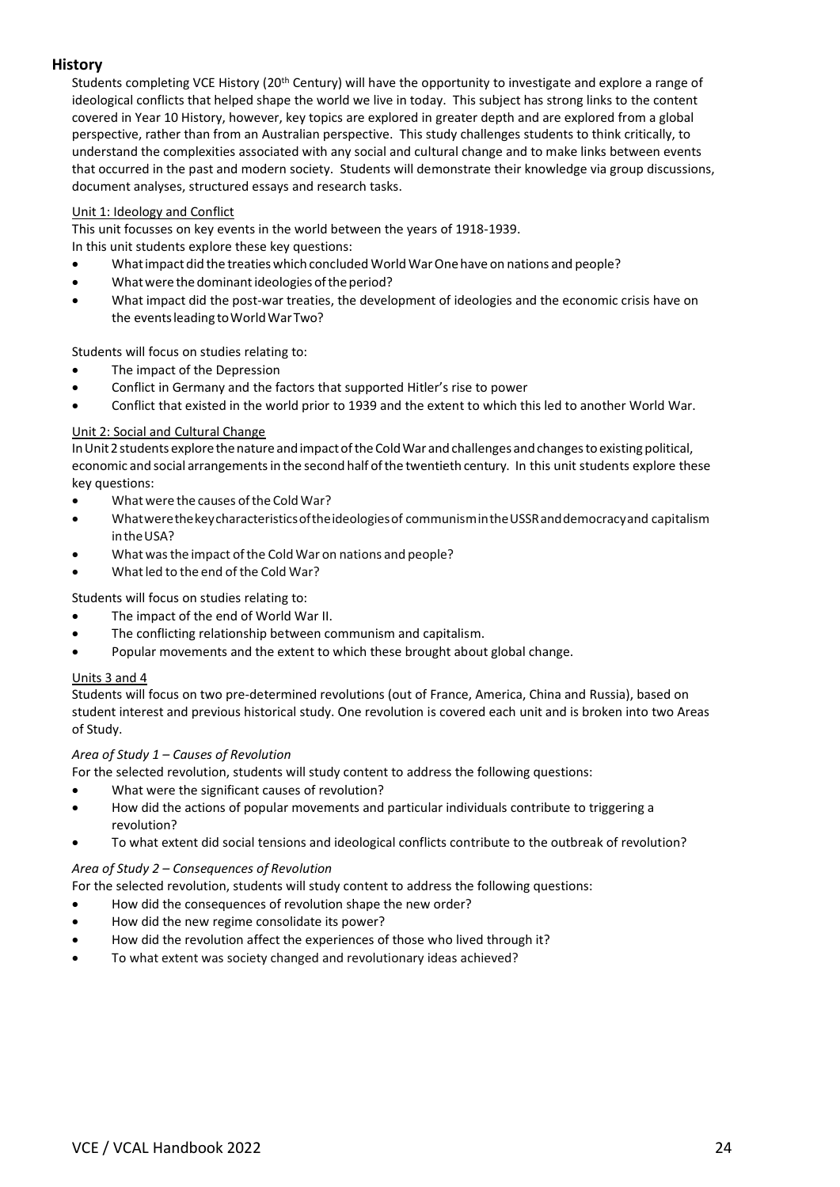## History

Students completing VCE History (20th Century) will have the opportunity to investigate and explore a range of ideological conflicts that helped shape the world we live in today. This subject has strong links to the content covered in Year 10 History, however, key topics are explored in greater depth and are explored from a global perspective, rather than from an Australian perspective. This study challenges students to think critically, to understand the complexities associated with any social and cultural change and to make links between events that occurred in the past and modern society. Students will demonstrate their knowledge via group discussions, document analyses, structured essays and research tasks.

### Unit 1: Ideology and Conflict

This unit focusses on key events in the world between the years of 1918-1939.
In this unit students explore these key questions:

- What impact did the treaties which concluded World War One have on nations and people?
- What were the dominant ideologies of the period?
- What impact did the post-war treaties, the development of ideologies and the economic crisis have on the events leading to World War Two?

Students will focus on studies relating to:

- The impact of the Depression
- Conflict in Germany and the factors that supported Hitler's rise to power
- Conflict that existed in the world prior to 1939 and the extent to which this led to another World War.

### Unit 2: Social and Cultural Change

In Unit 2 students explore the nature and impact of the Cold War and challenges and changes to existing political, economic and social arrangements in the second half of the twentieth century. In this unit students explore these key questions:

- What were the causes of the Cold War?
- What were the key characteristics of the ideologies of communism in the USSR and democracy and capitalism in the USA?
- What was the impact of the Cold War on nations and people?
- What led to the end of the Cold War?

Students will focus on studies relating to:

- The impact of the end of World War II.
- The conflicting relationship between communism and capitalism.
- Popular movements and the extent to which these brought about global change.

### Units 3 and 4

Students will focus on two pre-determined revolutions (out of France, America, China and Russia), based on student interest and previous historical study. One revolution is covered each unit and is broken into two Areas of Study.

*Area of Study 1 – Causes of Revolution*

For the selected revolution, students will study content to address the following questions:

- What were the significant causes of revolution?
- How did the actions of popular movements and particular individuals contribute to triggering a revolution?
- To what extent did social tensions and ideological conflicts contribute to the outbreak of revolution?

*Area of Study 2 – Consequences of Revolution*

For the selected revolution, students will study content to address the following questions:

- How did the consequences of revolution shape the new order?
- How did the new regime consolidate its power?
- How did the revolution affect the experiences of those who lived through it?
- To what extent was society changed and revolutionary ideas achieved?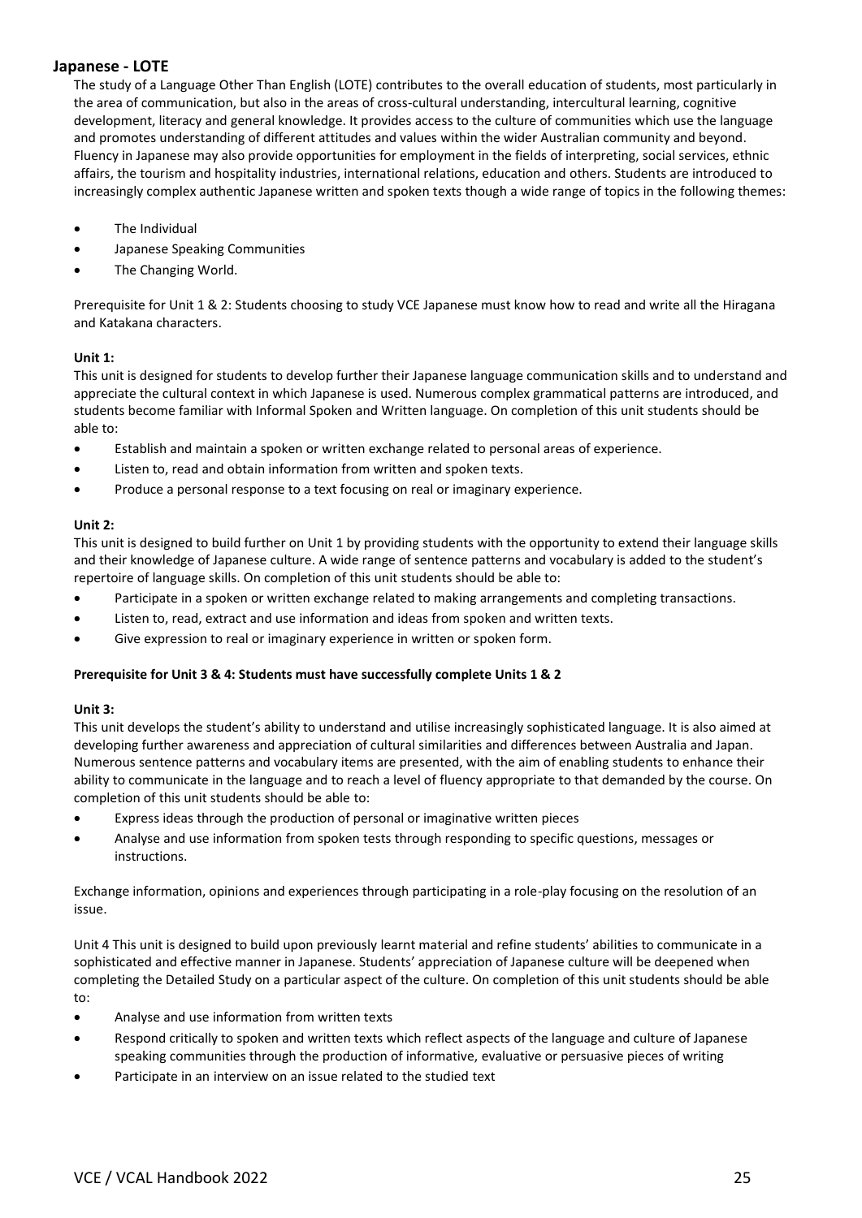## Japanese - LOTE

The study of a Language Other Than English (LOTE) contributes to the overall education of students, most particularly in the area of communication, but also in the areas of cross-cultural understanding, intercultural learning, cognitive development, literacy and general knowledge. It provides access to the culture of communities which use the language and promotes understanding of different attitudes and values within the wider Australian community and beyond. Fluency in Japanese may also provide opportunities for employment in the fields of interpreting, social services, ethnic affairs, the tourism and hospitality industries, international relations, education and others. Students are introduced to increasingly complex authentic Japanese written and spoken texts though a wide range of topics in the following themes:

- The Individual
- Japanese Speaking Communities
- The Changing World.

Prerequisite for Unit 1 & 2: Students choosing to study VCE Japanese must know how to read and write all the Hiragana and Katakana characters.

**Unit 1:**

This unit is designed for students to develop further their Japanese language communication skills and to understand and appreciate the cultural context in which Japanese is used. Numerous complex grammatical patterns are introduced, and students become familiar with Informal Spoken and Written language. On completion of this unit students should be able to:

- Establish and maintain a spoken or written exchange related to personal areas of experience.
- Listen to, read and obtain information from written and spoken texts.
- Produce a personal response to a text focusing on real or imaginary experience.

**Unit 2:**

This unit is designed to build further on Unit 1 by providing students with the opportunity to extend their language skills and their knowledge of Japanese culture. A wide range of sentence patterns and vocabulary is added to the student's repertoire of language skills. On completion of this unit students should be able to:

- Participate in a spoken or written exchange related to making arrangements and completing transactions.
- Listen to, read, extract and use information and ideas from spoken and written texts.
- Give expression to real or imaginary experience in written or spoken form.

**Prerequisite for Unit 3 & 4: Students must have successfully complete Units 1 & 2**

**Unit 3:**

This unit develops the student's ability to understand and utilise increasingly sophisticated language. It is also aimed at developing further awareness and appreciation of cultural similarities and differences between Australia and Japan. Numerous sentence patterns and vocabulary items are presented, with the aim of enabling students to enhance their ability to communicate in the language and to reach a level of fluency appropriate to that demanded by the course. On completion of this unit students should be able to:

- Express ideas through the production of personal or imaginative written pieces
- Analyse and use information from spoken tests through responding to specific questions, messages or instructions.

Exchange information, opinions and experiences through participating in a role-play focusing on the resolution of an issue.

Unit 4 This unit is designed to build upon previously learnt material and refine students' abilities to communicate in a sophisticated and effective manner in Japanese. Students' appreciation of Japanese culture will be deepened when completing the Detailed Study on a particular aspect of the culture. On completion of this unit students should be able to:

- Analyse and use information from written texts
- Respond critically to spoken and written texts which reflect aspects of the language and culture of Japanese speaking communities through the production of informative, evaluative or persuasive pieces of writing
- Participate in an interview on an issue related to the studied text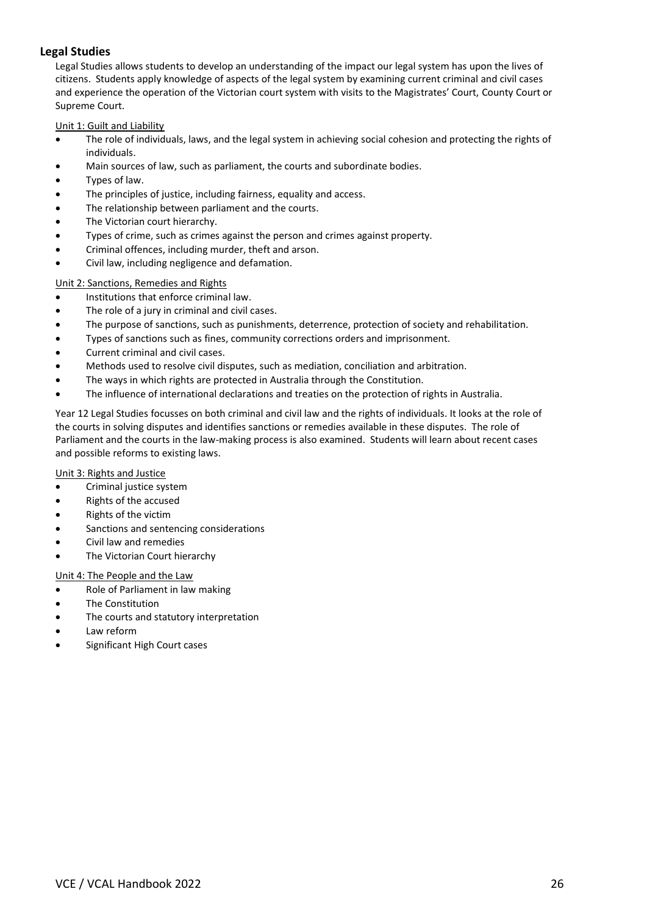## Legal Studies

Legal Studies allows students to develop an understanding of the impact our legal system has upon the lives of citizens. Students apply knowledge of aspects of the legal system by examining current criminal and civil cases and experience the operation of the Victorian court system with visits to the Magistrates' Court, County Court or Supreme Court.

Unit 1: Guilt and Liability

- The role of individuals, laws, and the legal system in achieving social cohesion and protecting the rights of individuals.
- Main sources of law, such as parliament, the courts and subordinate bodies.
- Types of law.
- The principles of justice, including fairness, equality and access.
- The relationship between parliament and the courts.
- The Victorian court hierarchy.
- Types of crime, such as crimes against the person and crimes against property.
- Criminal offences, including murder, theft and arson.
- Civil law, including negligence and defamation.

Unit 2: Sanctions, Remedies and Rights

- Institutions that enforce criminal law.
- The role of a jury in criminal and civil cases.
- The purpose of sanctions, such as punishments, deterrence, protection of society and rehabilitation.
- Types of sanctions such as fines, community corrections orders and imprisonment.
- Current criminal and civil cases.
- Methods used to resolve civil disputes, such as mediation, conciliation and arbitration.
- The ways in which rights are protected in Australia through the Constitution.
- The influence of international declarations and treaties on the protection of rights in Australia.

Year 12 Legal Studies focusses on both criminal and civil law and the rights of individuals. It looks at the role of the courts in solving disputes and identifies sanctions or remedies available in these disputes. The role of Parliament and the courts in the law-making process is also examined. Students will learn about recent cases and possible reforms to existing laws.

Unit 3: Rights and Justice

- Criminal justice system
- Rights of the accused
- Rights of the victim
- Sanctions and sentencing considerations
- Civil law and remedies
- The Victorian Court hierarchy

Unit 4: The People and the Law

- Role of Parliament in law making
- The Constitution
- The courts and statutory interpretation
- Law reform
- Significant High Court cases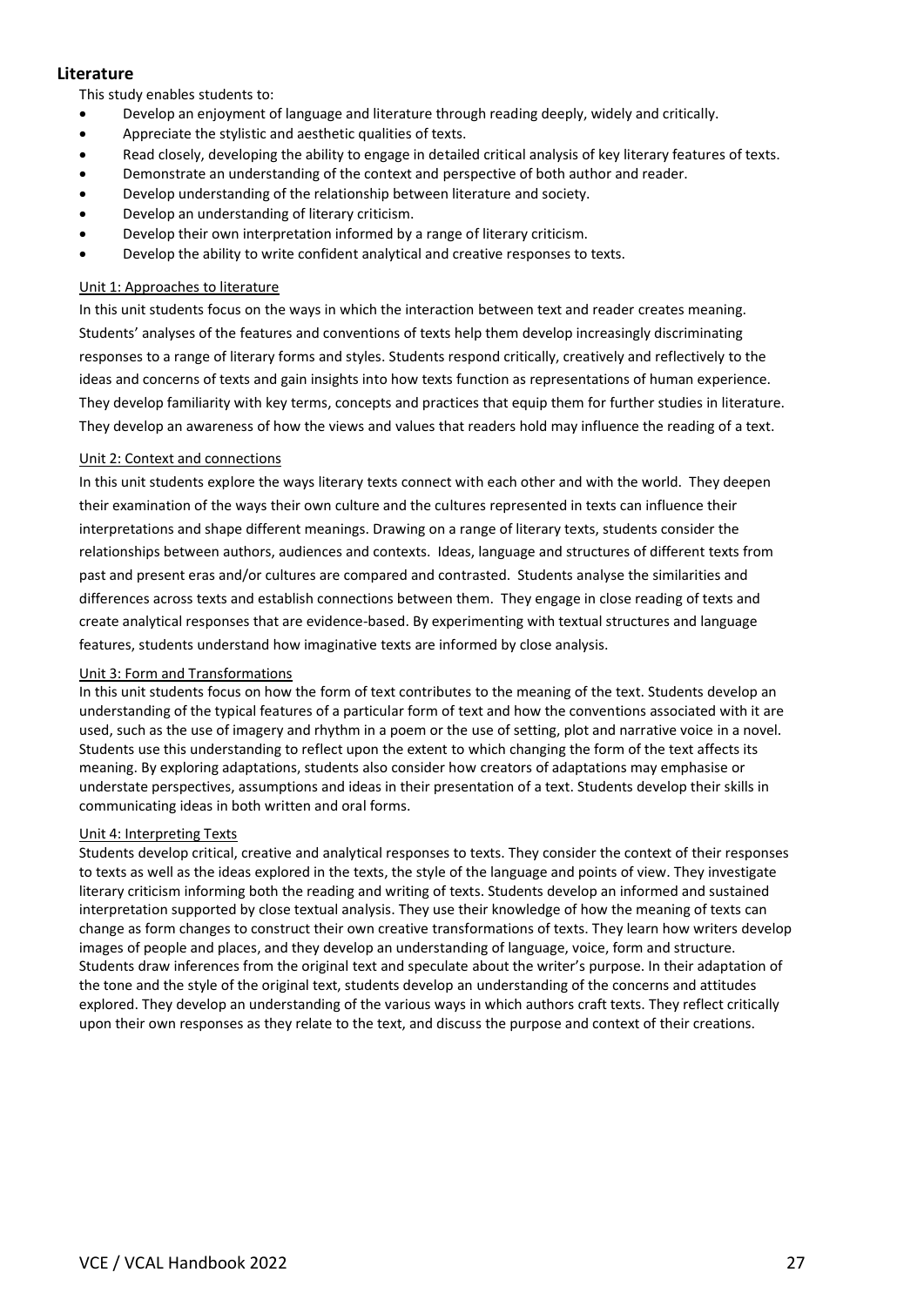## Literature

This study enables students to:

- Develop an enjoyment of language and literature through reading deeply, widely and critically.
- Appreciate the stylistic and aesthetic qualities of texts.
- Read closely, developing the ability to engage in detailed critical analysis of key literary features of texts.
- Demonstrate an understanding of the context and perspective of both author and reader.
- Develop understanding of the relationship between literature and society.
- Develop an understanding of literary criticism.
- Develop their own interpretation informed by a range of literary criticism.
- Develop the ability to write confident analytical and creative responses to texts.

### Unit 1: Approaches to literature

In this unit students focus on the ways in which the interaction between text and reader creates meaning. Students' analyses of the features and conventions of texts help them develop increasingly discriminating responses to a range of literary forms and styles. Students respond critically, creatively and reflectively to the ideas and concerns of texts and gain insights into how texts function as representations of human experience. They develop familiarity with key terms, concepts and practices that equip them for further studies in literature. They develop an awareness of how the views and values that readers hold may influence the reading of a text.

### Unit 2: Context and connections

In this unit students explore the ways literary texts connect with each other and with the world. They deepen their examination of the ways their own culture and the cultures represented in texts can influence their interpretations and shape different meanings. Drawing on a range of literary texts, students consider the relationships between authors, audiences and contexts. Ideas, language and structures of different texts from past and present eras and/or cultures are compared and contrasted. Students analyse the similarities and differences across texts and establish connections between them. They engage in close reading of texts and create analytical responses that are evidence-based. By experimenting with textual structures and language features, students understand how imaginative texts are informed by close analysis.

### Unit 3: Form and Transformations

In this unit students focus on how the form of text contributes to the meaning of the text. Students develop an understanding of the typical features of a particular form of text and how the conventions associated with it are used, such as the use of imagery and rhythm in a poem or the use of setting, plot and narrative voice in a novel. Students use this understanding to reflect upon the extent to which changing the form of the text affects its meaning. By exploring adaptations, students also consider how creators of adaptations may emphasise or understate perspectives, assumptions and ideas in their presentation of a text. Students develop their skills in communicating ideas in both written and oral forms.

### Unit 4: Interpreting Texts

Students develop critical, creative and analytical responses to texts. They consider the context of their responses to texts as well as the ideas explored in the texts, the style of the language and points of view. They investigate literary criticism informing both the reading and writing of texts. Students develop an informed and sustained interpretation supported by close textual analysis. They use their knowledge of how the meaning of texts can change as form changes to construct their own creative transformations of texts. They learn how writers develop images of people and places, and they develop an understanding of language, voice, form and structure. Students draw inferences from the original text and speculate about the writer's purpose. In their adaptation of the tone and the style of the original text, students develop an understanding of the concerns and attitudes explored. They develop an understanding of the various ways in which authors craft texts. They reflect critically upon their own responses as they relate to the text, and discuss the purpose and context of their creations.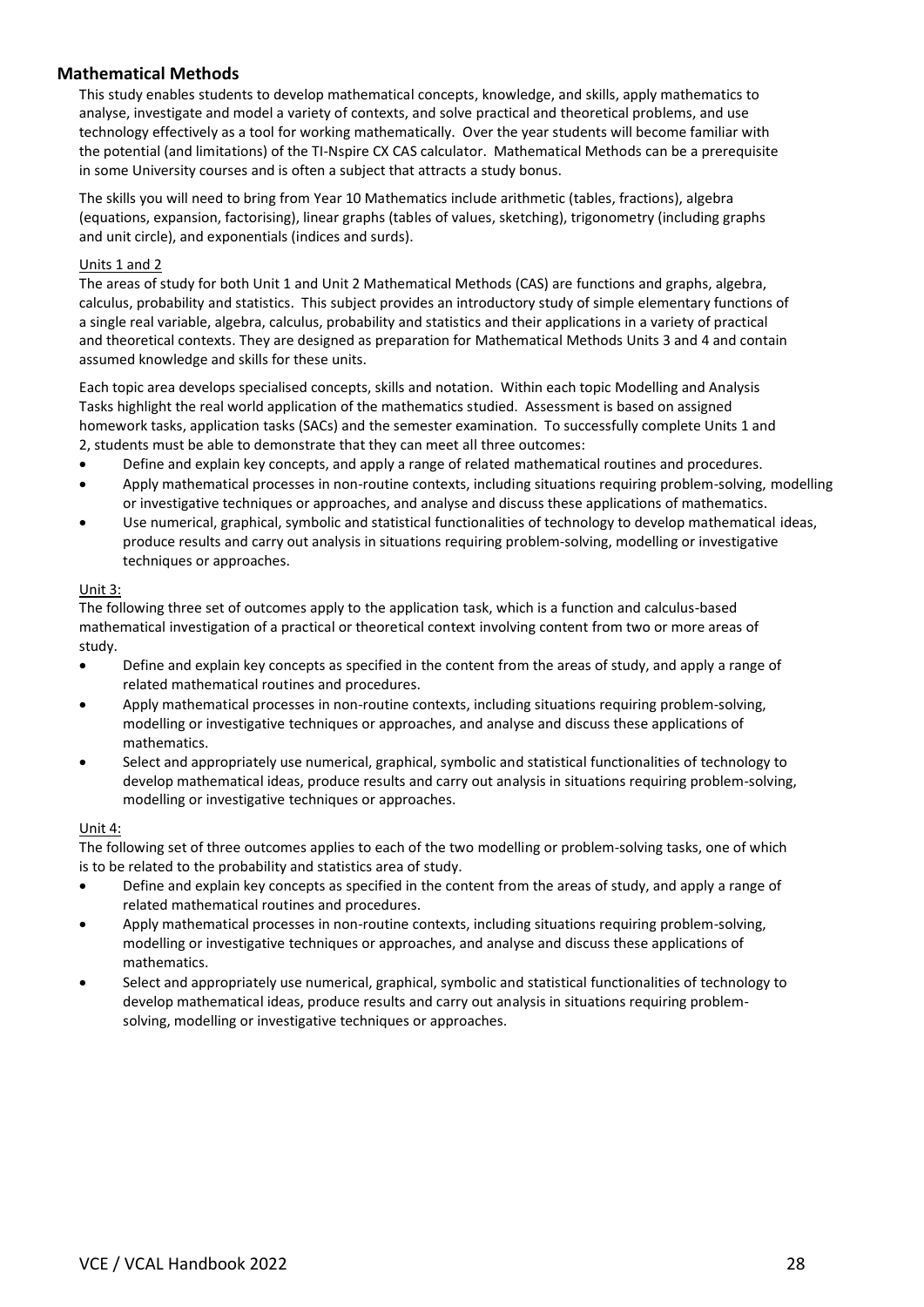## Mathematical Methods

This study enables students to develop mathematical concepts, knowledge, and skills, apply mathematics to analyse, investigate and model a variety of contexts, and solve practical and theoretical problems, and use technology effectively as a tool for working mathematically. Over the year students will become familiar with the potential (and limitations) of the TI-Nspire CX CAS calculator. Mathematical Methods can be a prerequisite in some University courses and is often a subject that attracts a study bonus.

The skills you will need to bring from Year 10 Mathematics include arithmetic (tables, fractions), algebra (equations, expansion, factorising), linear graphs (tables of values, sketching), trigonometry (including graphs and unit circle), and exponentials (indices and surds).

Units 1 and 2

The areas of study for both Unit 1 and Unit 2 Mathematical Methods (CAS) are functions and graphs, algebra, calculus, probability and statistics. This subject provides an introductory study of simple elementary functions of a single real variable, algebra, calculus, probability and statistics and their applications in a variety of practical and theoretical contexts. They are designed as preparation for Mathematical Methods Units 3 and 4 and contain assumed knowledge and skills for these units.

Each topic area develops specialised concepts, skills and notation. Within each topic Modelling and Analysis Tasks highlight the real world application of the mathematics studied. Assessment is based on assigned homework tasks, application tasks (SACs) and the semester examination. To successfully complete Units 1 and 2, students must be able to demonstrate that they can meet all three outcomes:

- Define and explain key concepts, and apply a range of related mathematical routines and procedures.
- Apply mathematical processes in non-routine contexts, including situations requiring problem-solving, modelling or investigative techniques or approaches, and analyse and discuss these applications of mathematics.
- Use numerical, graphical, symbolic and statistical functionalities of technology to develop mathematical ideas, produce results and carry out analysis in situations requiring problem-solving, modelling or investigative techniques or approaches.

Unit 3:

The following three set of outcomes apply to the application task, which is a function and calculus-based mathematical investigation of a practical or theoretical context involving content from two or more areas of study.

- Define and explain key concepts as specified in the content from the areas of study, and apply a range of related mathematical routines and procedures.
- Apply mathematical processes in non-routine contexts, including situations requiring problem-solving, modelling or investigative techniques or approaches, and analyse and discuss these applications of mathematics.
- Select and appropriately use numerical, graphical, symbolic and statistical functionalities of technology to develop mathematical ideas, produce results and carry out analysis in situations requiring problem-solving, modelling or investigative techniques or approaches.

Unit 4:

The following set of three outcomes applies to each of the two modelling or problem-solving tasks, one of which is to be related to the probability and statistics area of study.

- Define and explain key concepts as specified in the content from the areas of study, and apply a range of related mathematical routines and procedures.
- Apply mathematical processes in non-routine contexts, including situations requiring problem-solving, modelling or investigative techniques or approaches, and analyse and discuss these applications of mathematics.
- Select and appropriately use numerical, graphical, symbolic and statistical functionalities of technology to develop mathematical ideas, produce results and carry out analysis in situations requiring problem-solving, modelling or investigative techniques or approaches.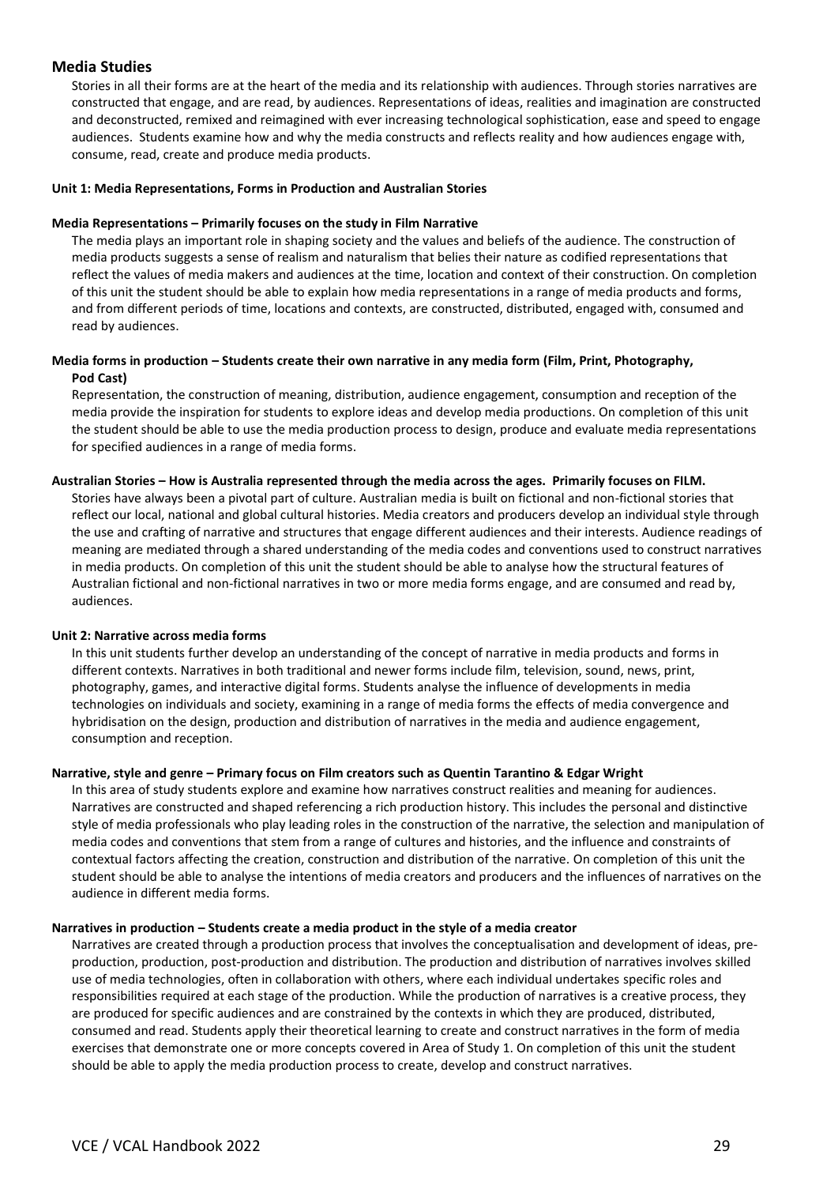## Media Studies

Stories in all their forms are at the heart of the media and its relationship with audiences. Through stories narratives are constructed that engage, and are read, by audiences. Representations of ideas, realities and imagination are constructed and deconstructed, remixed and reimagined with ever increasing technological sophistication, ease and speed to engage audiences. Students examine how and why the media constructs and reflects reality and how audiences engage with, consume, read, create and produce media products.

**Unit 1: Media Representations, Forms in Production and Australian Stories**

**Media Representations – Primarily focuses on the study in Film Narrative**

The media plays an important role in shaping society and the values and beliefs of the audience. The construction of media products suggests a sense of realism and naturalism that belies their nature as codified representations that reflect the values of media makers and audiences at the time, location and context of their construction. On completion of this unit the student should be able to explain how media representations in a range of media products and forms, and from different periods of time, locations and contexts, are constructed, distributed, engaged with, consumed and read by audiences.

**Media forms in production – Students create their own narrative in any media form (Film, Print, Photography, Pod Cast)**

Representation, the construction of meaning, distribution, audience engagement, consumption and reception of the media provide the inspiration for students to explore ideas and develop media productions. On completion of this unit the student should be able to use the media production process to design, produce and evaluate media representations for specified audiences in a range of media forms.

**Australian Stories – How is Australia represented through the media across the ages. Primarily focuses on FILM.**

Stories have always been a pivotal part of culture. Australian media is built on fictional and non-fictional stories that reflect our local, national and global cultural histories. Media creators and producers develop an individual style through the use and crafting of narrative and structures that engage different audiences and their interests. Audience readings of meaning are mediated through a shared understanding of the media codes and conventions used to construct narratives in media products. On completion of this unit the student should be able to analyse how the structural features of Australian fictional and non-fictional narratives in two or more media forms engage, and are consumed and read by, audiences.

**Unit 2: Narrative across media forms**

In this unit students further develop an understanding of the concept of narrative in media products and forms in different contexts. Narratives in both traditional and newer forms include film, television, sound, news, print, photography, games, and interactive digital forms. Students analyse the influence of developments in media technologies on individuals and society, examining in a range of media forms the effects of media convergence and hybridisation on the design, production and distribution of narratives in the media and audience engagement, consumption and reception.

**Narrative, style and genre – Primary focus on Film creators such as Quentin Tarantino & Edgar Wright**

In this area of study students explore and examine how narratives construct realities and meaning for audiences. Narratives are constructed and shaped referencing a rich production history. This includes the personal and distinctive style of media professionals who play leading roles in the construction of the narrative, the selection and manipulation of media codes and conventions that stem from a range of cultures and histories, and the influence and constraints of contextual factors affecting the creation, construction and distribution of the narrative. On completion of this unit the student should be able to analyse the intentions of media creators and producers and the influences of narratives on the audience in different media forms.

**Narratives in production – Students create a media product in the style of a media creator**

Narratives are created through a production process that involves the conceptualisation and development of ideas, pre-production, production, post-production and distribution. The production and distribution of narratives involves skilled use of media technologies, often in collaboration with others, where each individual undertakes specific roles and responsibilities required at each stage of the production. While the production of narratives is a creative process, they are produced for specific audiences and are constrained by the contexts in which they are produced, distributed, consumed and read. Students apply their theoretical learning to create and construct narratives in the form of media exercises that demonstrate one or more concepts covered in Area of Study 1. On completion of this unit the student should be able to apply the media production process to create, develop and construct narratives.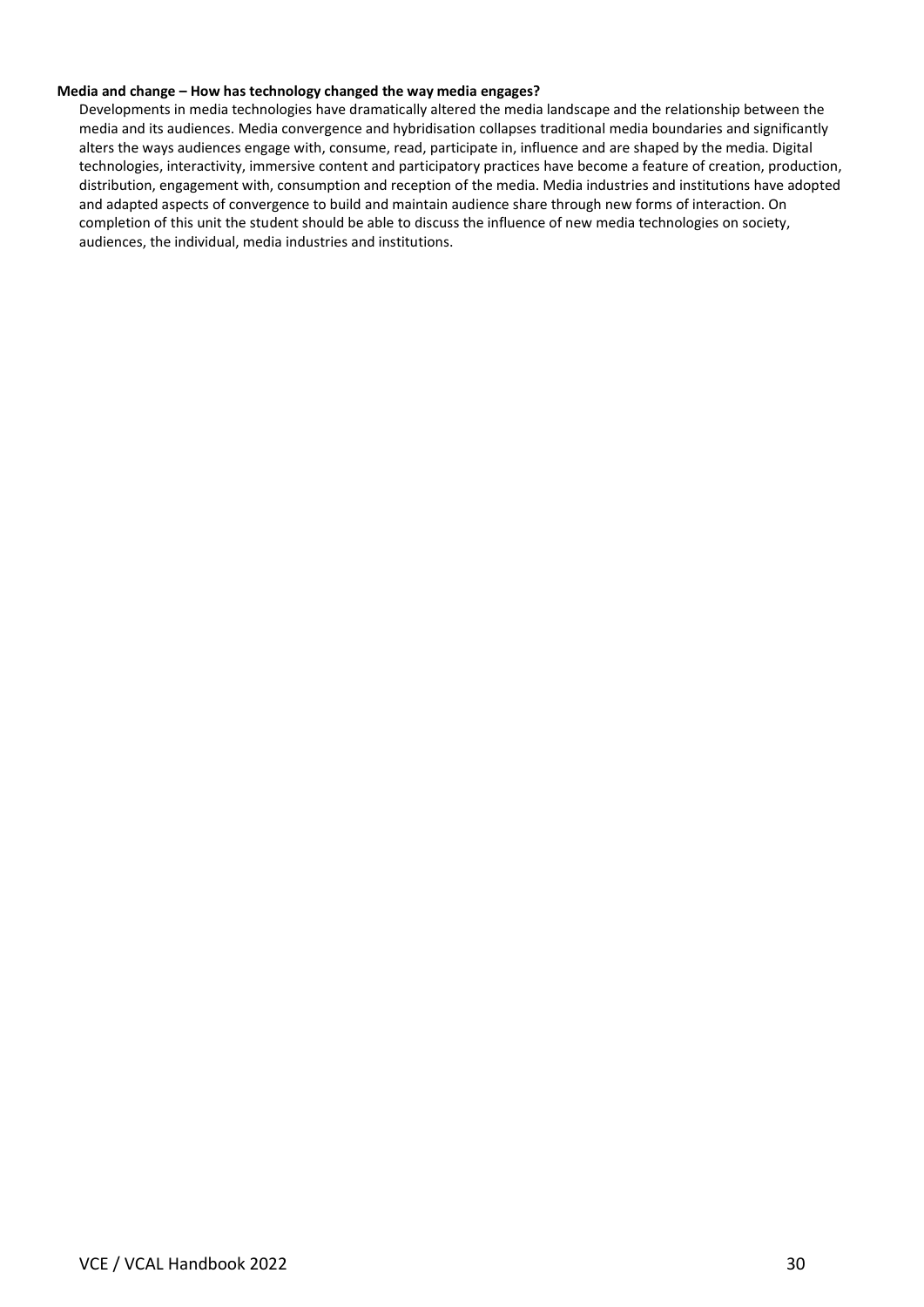**Media and change – How has technology changed the way media engages?**

Developments in media technologies have dramatically altered the media landscape and the relationship between the media and its audiences. Media convergence and hybridisation collapses traditional media boundaries and significantly alters the ways audiences engage with, consume, read, participate in, influence and are shaped by the media. Digital technologies, interactivity, immersive content and participatory practices have become a feature of creation, production, distribution, engagement with, consumption and reception of the media. Media industries and institutions have adopted and adapted aspects of convergence to build and maintain audience share through new forms of interaction. On completion of this unit the student should be able to discuss the influence of new media technologies on society, audiences, the individual, media industries and institutions.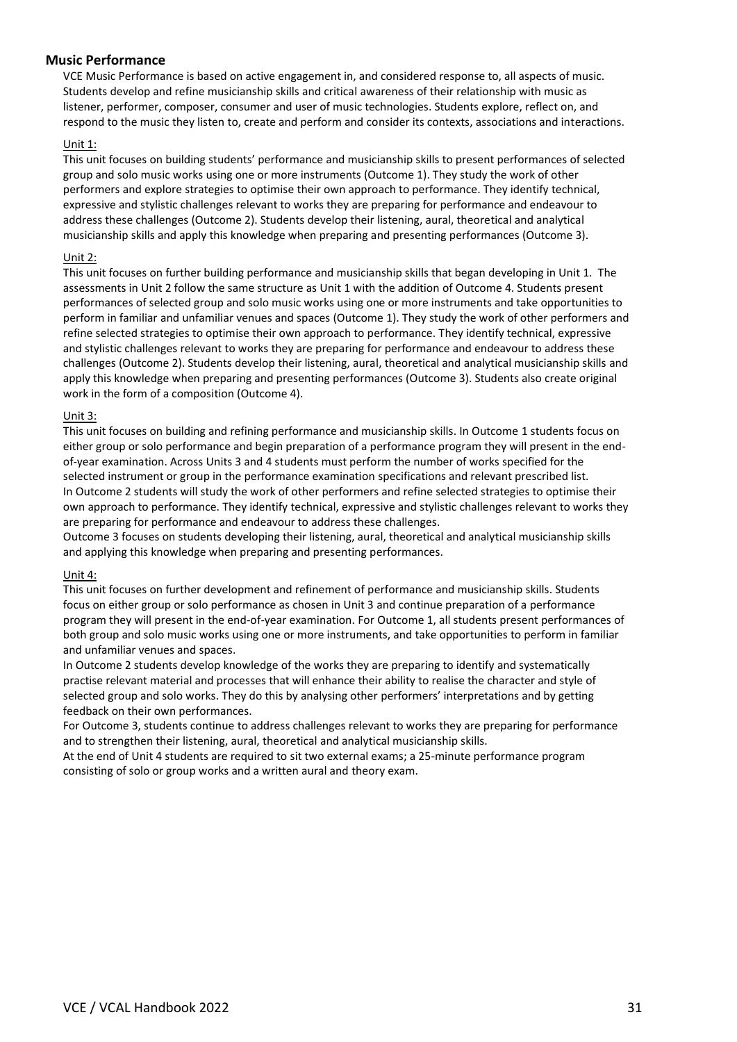## Music Performance

VCE Music Performance is based on active engagement in, and considered response to, all aspects of music. Students develop and refine musicianship skills and critical awareness of their relationship with music as listener, performer, composer, consumer and user of music technologies. Students explore, reflect on, and respond to the music they listen to, create and perform and consider its contexts, associations and interactions.

Unit 1:

This unit focuses on building students' performance and musicianship skills to present performances of selected group and solo music works using one or more instruments (Outcome 1). They study the work of other performers and explore strategies to optimise their own approach to performance. They identify technical, expressive and stylistic challenges relevant to works they are preparing for performance and endeavour to address these challenges (Outcome 2). Students develop their listening, aural, theoretical and analytical musicianship skills and apply this knowledge when preparing and presenting performances (Outcome 3).

Unit 2:

This unit focuses on further building performance and musicianship skills that began developing in Unit 1. The assessments in Unit 2 follow the same structure as Unit 1 with the addition of Outcome 4. Students present performances of selected group and solo music works using one or more instruments and take opportunities to perform in familiar and unfamiliar venues and spaces (Outcome 1). They study the work of other performers and refine selected strategies to optimise their own approach to performance. They identify technical, expressive and stylistic challenges relevant to works they are preparing for performance and endeavour to address these challenges (Outcome 2). Students develop their listening, aural, theoretical and analytical musicianship skills and apply this knowledge when preparing and presenting performances (Outcome 3). Students also create original work in the form of a composition (Outcome 4).

Unit 3:

This unit focuses on building and refining performance and musicianship skills. In Outcome 1 students focus on either group or solo performance and begin preparation of a performance program they will present in the end-of-year examination. Across Units 3 and 4 students must perform the number of works specified for the selected instrument or group in the performance examination specifications and relevant prescribed list.
In Outcome 2 students will study the work of other performers and refine selected strategies to optimise their own approach to performance. They identify technical, expressive and stylistic challenges relevant to works they are preparing for performance and endeavour to address these challenges.
Outcome 3 focuses on students developing their listening, aural, theoretical and analytical musicianship skills and applying this knowledge when preparing and presenting performances.

Unit 4:

This unit focuses on further development and refinement of performance and musicianship skills. Students focus on either group or solo performance as chosen in Unit 3 and continue preparation of a performance program they will present in the end-of-year examination. For Outcome 1, all students present performances of both group and solo music works using one or more instruments, and take opportunities to perform in familiar and unfamiliar venues and spaces.
In Outcome 2 students develop knowledge of the works they are preparing to identify and systematically practise relevant material and processes that will enhance their ability to realise the character and style of selected group and solo works. They do this by analysing other performers' interpretations and by getting feedback on their own performances.
For Outcome 3, students continue to address challenges relevant to works they are preparing for performance and to strengthen their listening, aural, theoretical and analytical musicianship skills.
At the end of Unit 4 students are required to sit two external exams; a 25-minute performance program consisting of solo or group works and a written aural and theory exam.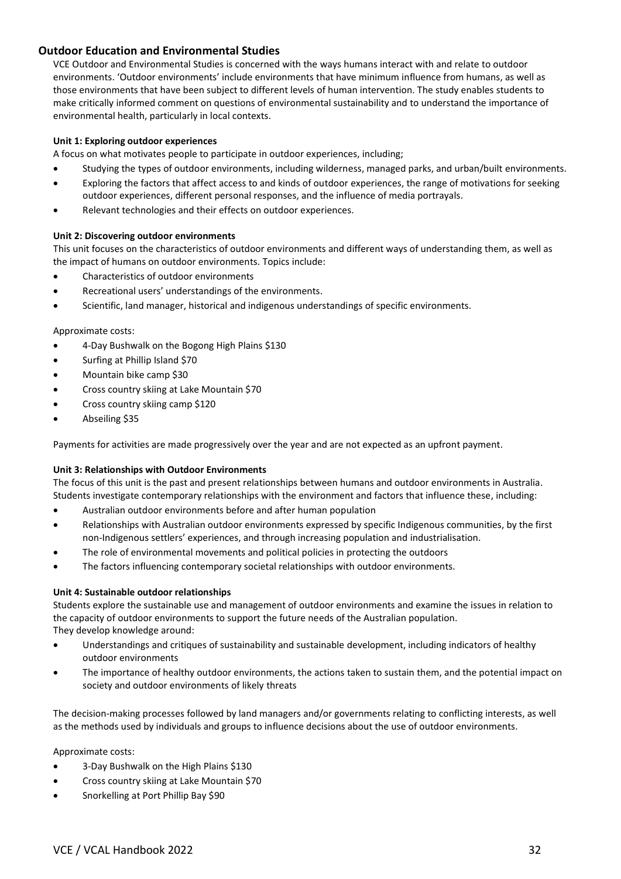## Outdoor Education and Environmental Studies

VCE Outdoor and Environmental Studies is concerned with the ways humans interact with and relate to outdoor environments. 'Outdoor environments' include environments that have minimum influence from humans, as well as those environments that have been subject to different levels of human intervention. The study enables students to make critically informed comment on questions of environmental sustainability and to understand the importance of environmental health, particularly in local contexts.

**Unit 1: Exploring outdoor experiences**

A focus on what motivates people to participate in outdoor experiences, including;

- Studying the types of outdoor environments, including wilderness, managed parks, and urban/built environments.
- Exploring the factors that affect access to and kinds of outdoor experiences, the range of motivations for seeking outdoor experiences, different personal responses, and the influence of media portrayals.
- Relevant technologies and their effects on outdoor experiences.

**Unit 2: Discovering outdoor environments**

This unit focuses on the characteristics of outdoor environments and different ways of understanding them, as well as the impact of humans on outdoor environments. Topics include:

- Characteristics of outdoor environments
- Recreational users' understandings of the environments.
- Scientific, land manager, historical and indigenous understandings of specific environments.

Approximate costs:

- 4-Day Bushwalk on the Bogong High Plains $130
- Surfing at Phillip Island $70
- Mountain bike camp $30
- Cross country skiing at Lake Mountain $70
- Cross country skiing camp $120
- Abseiling $35

Payments for activities are made progressively over the year and are not expected as an upfront payment.

**Unit 3: Relationships with Outdoor Environments**

The focus of this unit is the past and present relationships between humans and outdoor environments in Australia. Students investigate contemporary relationships with the environment and factors that influence these, including:

- Australian outdoor environments before and after human population
- Relationships with Australian outdoor environments expressed by specific Indigenous communities, by the first non-Indigenous settlers' experiences, and through increasing population and industrialisation.
- The role of environmental movements and political policies in protecting the outdoors
- The factors influencing contemporary societal relationships with outdoor environments.

**Unit 4: Sustainable outdoor relationships**

Students explore the sustainable use and management of outdoor environments and examine the issues in relation to the capacity of outdoor environments to support the future needs of the Australian population.
They develop knowledge around:

- Understandings and critiques of sustainability and sustainable development, including indicators of healthy outdoor environments
- The importance of healthy outdoor environments, the actions taken to sustain them, and the potential impact on society and outdoor environments of likely threats

The decision-making processes followed by land managers and/or governments relating to conflicting interests, as well as the methods used by individuals and groups to influence decisions about the use of outdoor environments.

Approximate costs:

- 3-Day Bushwalk on the High Plains $130
- Cross country skiing at Lake Mountain $70
- Snorkelling at Port Phillip Bay $90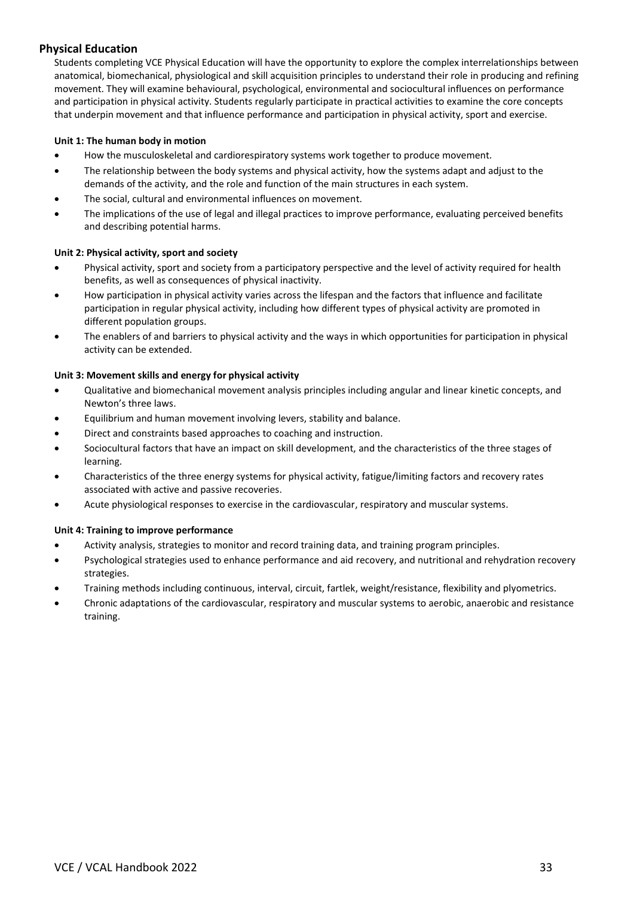## Physical Education

Students completing VCE Physical Education will have the opportunity to explore the complex interrelationships between anatomical, biomechanical, physiological and skill acquisition principles to understand their role in producing and refining movement. They will examine behavioural, psychological, environmental and sociocultural influences on performance and participation in physical activity. Students regularly participate in practical activities to examine the core concepts that underpin movement and that influence performance and participation in physical activity, sport and exercise.

**Unit 1: The human body in motion**

- How the musculoskeletal and cardiorespiratory systems work together to produce movement.
- The relationship between the body systems and physical activity, how the systems adapt and adjust to the demands of the activity, and the role and function of the main structures in each system.
- The social, cultural and environmental influences on movement.
- The implications of the use of legal and illegal practices to improve performance, evaluating perceived benefits and describing potential harms.

**Unit 2: Physical activity, sport and society**

- Physical activity, sport and society from a participatory perspective and the level of activity required for health benefits, as well as consequences of physical inactivity.
- How participation in physical activity varies across the lifespan and the factors that influence and facilitate participation in regular physical activity, including how different types of physical activity are promoted in different population groups.
- The enablers of and barriers to physical activity and the ways in which opportunities for participation in physical activity can be extended.

**Unit 3: Movement skills and energy for physical activity**

- Qualitative and biomechanical movement analysis principles including angular and linear kinetic concepts, and Newton's three laws.
- Equilibrium and human movement involving levers, stability and balance.
- Direct and constraints based approaches to coaching and instruction.
- Sociocultural factors that have an impact on skill development, and the characteristics of the three stages of learning.
- Characteristics of the three energy systems for physical activity, fatigue/limiting factors and recovery rates associated with active and passive recoveries.
- Acute physiological responses to exercise in the cardiovascular, respiratory and muscular systems.

**Unit 4: Training to improve performance**

- Activity analysis, strategies to monitor and record training data, and training program principles.
- Psychological strategies used to enhance performance and aid recovery, and nutritional and rehydration recovery strategies.
- Training methods including continuous, interval, circuit, fartlek, weight/resistance, flexibility and plyometrics.
- Chronic adaptations of the cardiovascular, respiratory and muscular systems to aerobic, anaerobic and resistance training.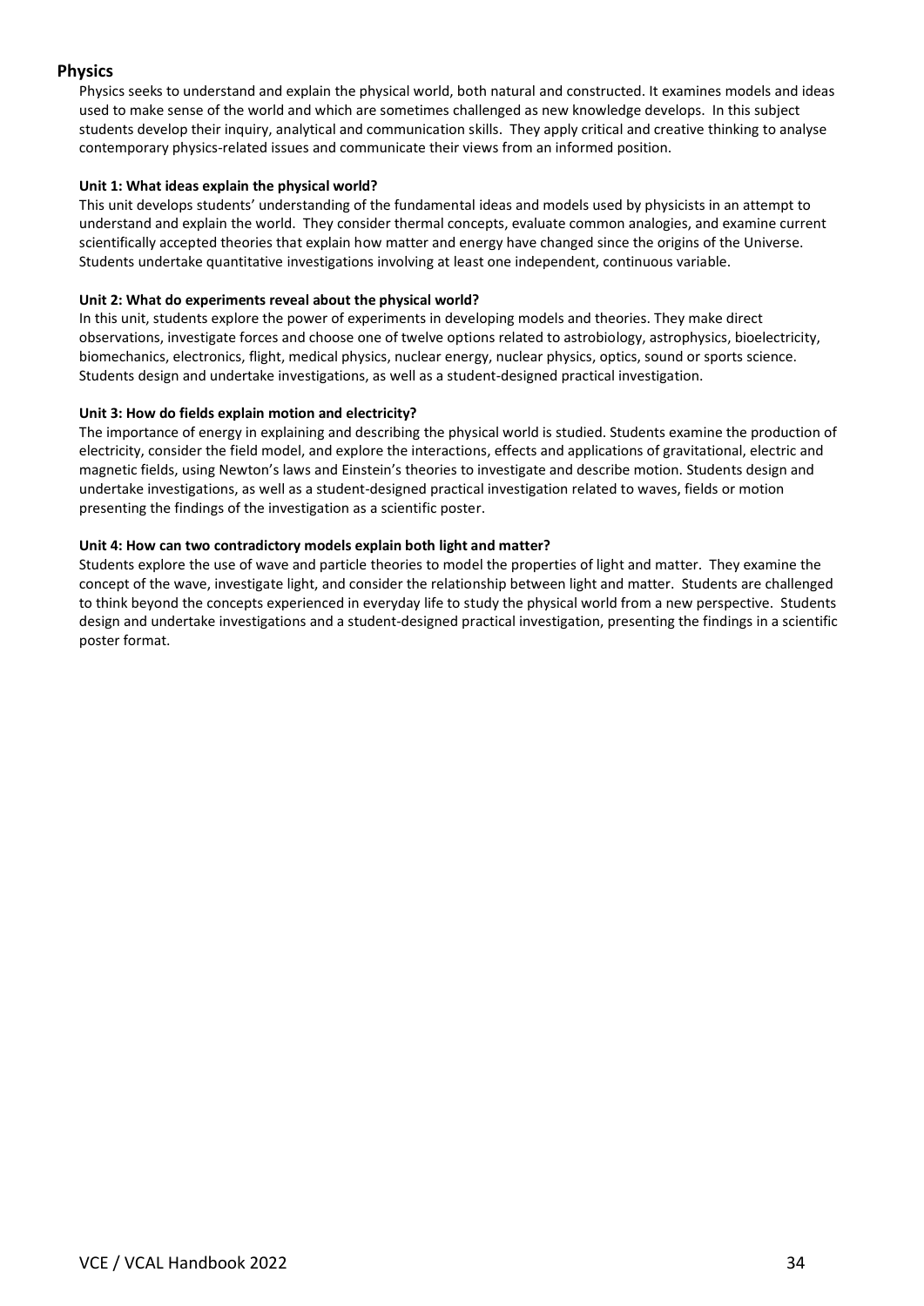## Physics

Physics seeks to understand and explain the physical world, both natural and constructed. It examines models and ideas used to make sense of the world and which are sometimes challenged as new knowledge develops. In this subject students develop their inquiry, analytical and communication skills. They apply critical and creative thinking to analyse contemporary physics-related issues and communicate their views from an informed position.

**Unit 1: What ideas explain the physical world?**

This unit develops students' understanding of the fundamental ideas and models used by physicists in an attempt to understand and explain the world. They consider thermal concepts, evaluate common analogies, and examine current scientifically accepted theories that explain how matter and energy have changed since the origins of the Universe. Students undertake quantitative investigations involving at least one independent, continuous variable.

**Unit 2: What do experiments reveal about the physical world?**

In this unit, students explore the power of experiments in developing models and theories. They make direct observations, investigate forces and choose one of twelve options related to astrobiology, astrophysics, bioelectricity, biomechanics, electronics, flight, medical physics, nuclear energy, nuclear physics, optics, sound or sports science. Students design and undertake investigations, as well as a student-designed practical investigation.

**Unit 3: How do fields explain motion and electricity?**

The importance of energy in explaining and describing the physical world is studied. Students examine the production of electricity, consider the field model, and explore the interactions, effects and applications of gravitational, electric and magnetic fields, using Newton's laws and Einstein's theories to investigate and describe motion. Students design and undertake investigations, as well as a student-designed practical investigation related to waves, fields or motion presenting the findings of the investigation as a scientific poster.

**Unit 4: How can two contradictory models explain both light and matter?**

Students explore the use of wave and particle theories to model the properties of light and matter. They examine the concept of the wave, investigate light, and consider the relationship between light and matter. Students are challenged to think beyond the concepts experienced in everyday life to study the physical world from a new perspective. Students design and undertake investigations and a student-designed practical investigation, presenting the findings in a scientific poster format.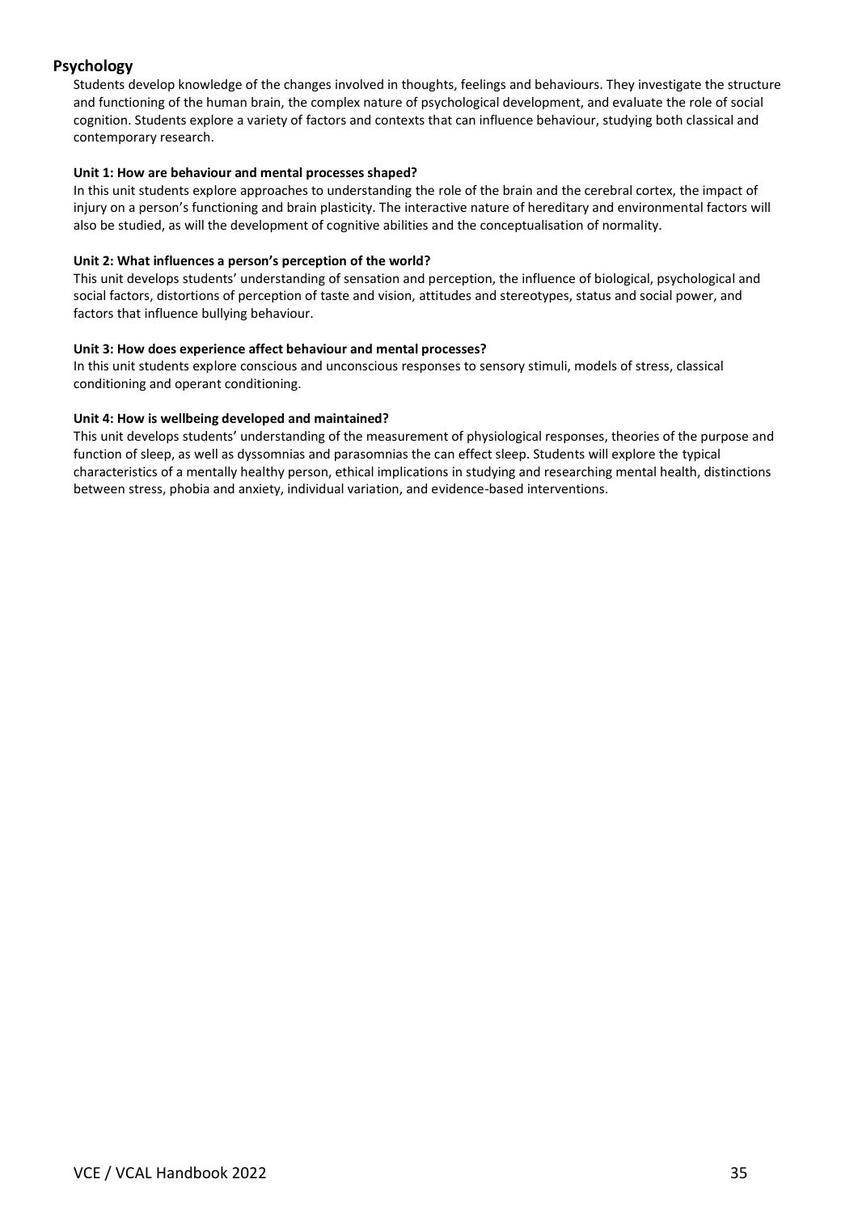## Psychology

Students develop knowledge of the changes involved in thoughts, feelings and behaviours. They investigate the structure and functioning of the human brain, the complex nature of psychological development, and evaluate the role of social cognition. Students explore a variety of factors and contexts that can influence behaviour, studying both classical and contemporary research.

**Unit 1: How are behaviour and mental processes shaped?**

In this unit students explore approaches to understanding the role of the brain and the cerebral cortex, the impact of injury on a person's functioning and brain plasticity. The interactive nature of hereditary and environmental factors will also be studied, as will the development of cognitive abilities and the conceptualisation of normality.

**Unit 2: What influences a person's perception of the world?**

This unit develops students' understanding of sensation and perception, the influence of biological, psychological and social factors, distortions of perception of taste and vision, attitudes and stereotypes, status and social power, and factors that influence bullying behaviour.

**Unit 3: How does experience affect behaviour and mental processes?**

In this unit students explore conscious and unconscious responses to sensory stimuli, models of stress, classical conditioning and operant conditioning.

**Unit 4: How is wellbeing developed and maintained?**

This unit develops students' understanding of the measurement of physiological responses, theories of the purpose and function of sleep, as well as dyssomnias and parasomnias the can effect sleep. Students will explore the typical characteristics of a mentally healthy person, ethical implications in studying and researching mental health, distinctions between stress, phobia and anxiety, individual variation, and evidence-based interventions.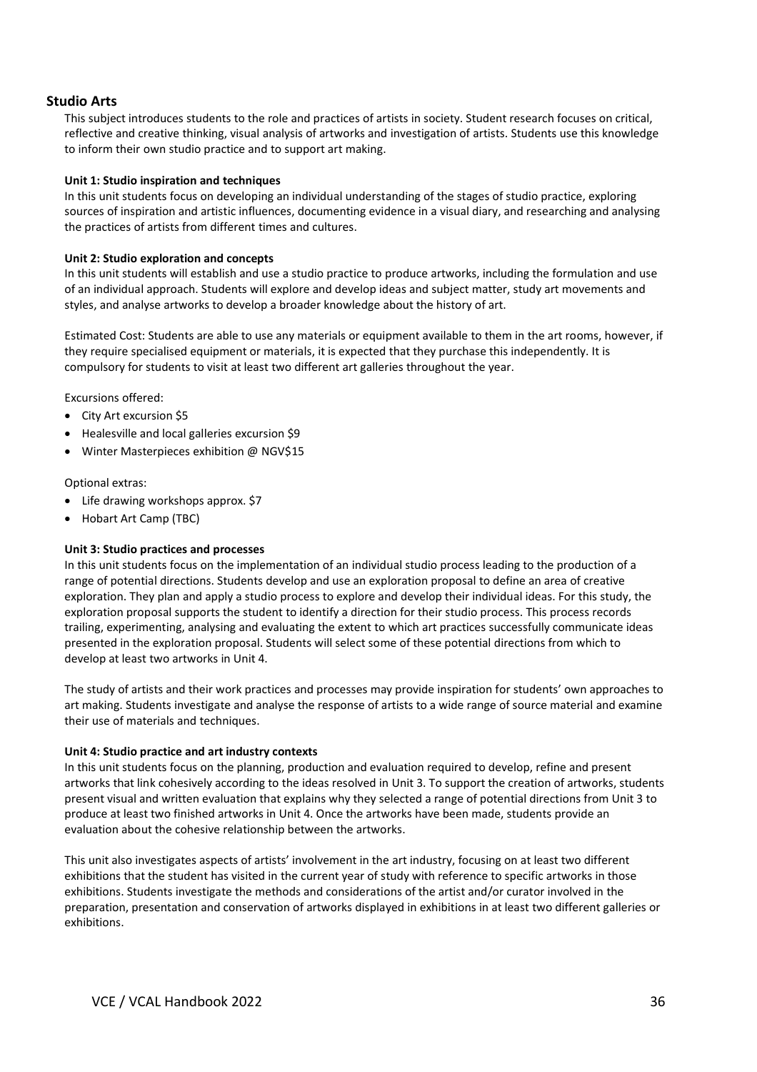## Studio Arts

This subject introduces students to the role and practices of artists in society. Student research focuses on critical, reflective and creative thinking, visual analysis of artworks and investigation of artists. Students use this knowledge to inform their own studio practice and to support art making.

**Unit 1: Studio inspiration and techniques**

In this unit students focus on developing an individual understanding of the stages of studio practice, exploring sources of inspiration and artistic influences, documenting evidence in a visual diary, and researching and analysing the practices of artists from different times and cultures.

**Unit 2: Studio exploration and concepts**

In this unit students will establish and use a studio practice to produce artworks, including the formulation and use of an individual approach. Students will explore and develop ideas and subject matter, study art movements and styles, and analyse artworks to develop a broader knowledge about the history of art.

Estimated Cost: Students are able to use any materials or equipment available to them in the art rooms, however, if they require specialised equipment or materials, it is expected that they purchase this independently. It is compulsory for students to visit at least two different art galleries throughout the year.

Excursions offered:

- City Art excursion $5
- Healesville and local galleries excursion $9
- Winter Masterpieces exhibition @ NGV$15

Optional extras:

- Life drawing workshops approx. $7
- Hobart Art Camp (TBC)

**Unit 3: Studio practices and processes**

In this unit students focus on the implementation of an individual studio process leading to the production of a range of potential directions. Students develop and use an exploration proposal to define an area of creative exploration. They plan and apply a studio process to explore and develop their individual ideas. For this study, the exploration proposal supports the student to identify a direction for their studio process. This process records trailing, experimenting, analysing and evaluating the extent to which art practices successfully communicate ideas presented in the exploration proposal. Students will select some of these potential directions from which to develop at least two artworks in Unit 4.

The study of artists and their work practices and processes may provide inspiration for students' own approaches to art making. Students investigate and analyse the response of artists to a wide range of source material and examine their use of materials and techniques.

**Unit 4: Studio practice and art industry contexts**

In this unit students focus on the planning, production and evaluation required to develop, refine and present artworks that link cohesively according to the ideas resolved in Unit 3. To support the creation of artworks, students present visual and written evaluation that explains why they selected a range of potential directions from Unit 3 to produce at least two finished artworks in Unit 4. Once the artworks have been made, students provide an evaluation about the cohesive relationship between the artworks.

This unit also investigates aspects of artists' involvement in the art industry, focusing on at least two different exhibitions that the student has visited in the current year of study with reference to specific artworks in those exhibitions. Students investigate the methods and considerations of the artist and/or curator involved in the preparation, presentation and conservation of artworks displayed in exhibitions in at least two different galleries or exhibitions.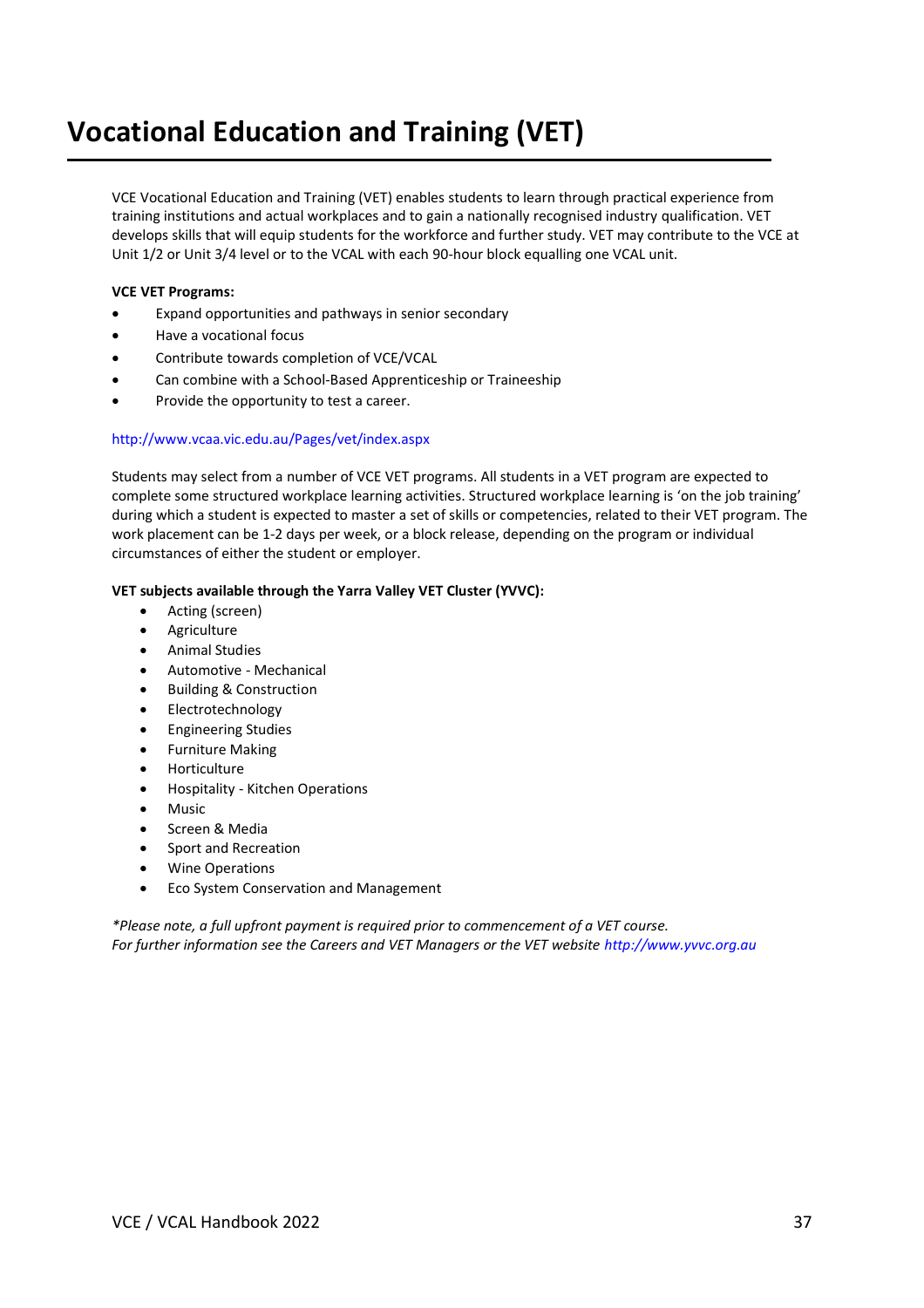# Vocational Education and Training (VET)

VCE Vocational Education and Training (VET) enables students to learn through practical experience from training institutions and actual workplaces and to gain a nationally recognised industry qualification. VET develops skills that will equip students for the workforce and further study. VET may contribute to the VCE at Unit 1/2 or Unit 3/4 level or to the VCAL with each 90-hour block equalling one VCAL unit.

**VCE VET Programs:**

- Expand opportunities and pathways in senior secondary
- Have a vocational focus
- Contribute towards completion of VCE/VCAL
- Can combine with a School-Based Apprenticeship or Traineeship
- Provide the opportunity to test a career.

http://www.vcaa.vic.edu.au/Pages/vet/index.aspx

Students may select from a number of VCE VET programs. All students in a VET program are expected to complete some structured workplace learning activities. Structured workplace learning is 'on the job training' during which a student is expected to master a set of skills or competencies, related to their VET program. The work placement can be 1-2 days per week, or a block release, depending on the program or individual circumstances of either the student or employer.

**VET subjects available through the Yarra Valley VET Cluster (YVVC):**

- Acting (screen)
- Agriculture
- Animal Studies
- Automotive - Mechanical
- Building & Construction
- Electrotechnology
- Engineering Studies
- Furniture Making
- Horticulture
- Hospitality - Kitchen Operations
- Music
- Screen & Media
- Sport and Recreation
- Wine Operations
- Eco System Conservation and Management

*\*Please note, a full upfront payment is required prior to commencement of a VET course.*
*For further information see the Careers and VET Managers or the VET website http://www.yvvc.org.au*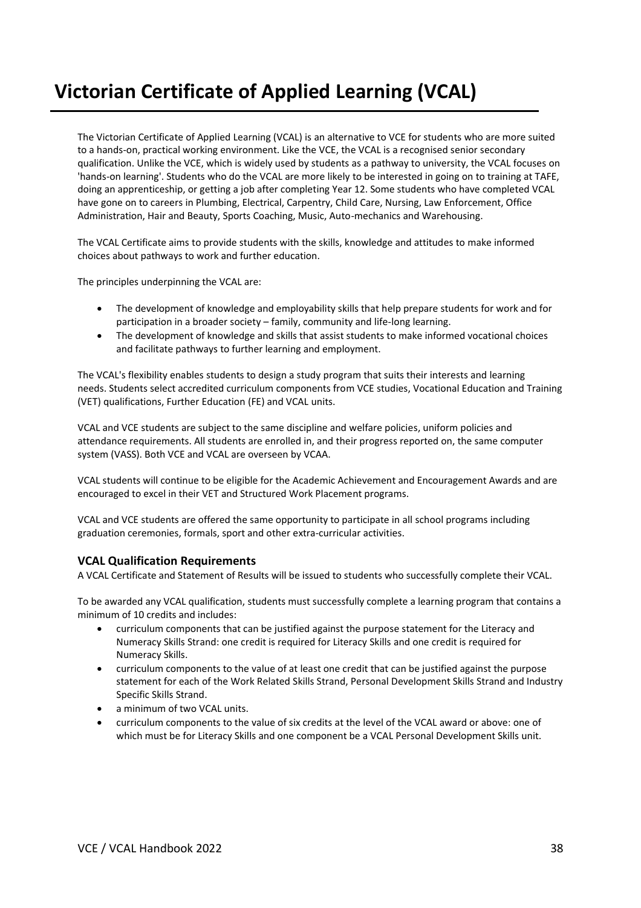# Victorian Certificate of Applied Learning (VCAL)

The Victorian Certificate of Applied Learning (VCAL) is an alternative to VCE for students who are more suited to a hands-on, practical working environment. Like the VCE, the VCAL is a recognised senior secondary qualification. Unlike the VCE, which is widely used by students as a pathway to university, the VCAL focuses on 'hands-on learning'. Students who do the VCAL are more likely to be interested in going on to training at TAFE, doing an apprenticeship, or getting a job after completing Year 12. Some students who have completed VCAL have gone on to careers in Plumbing, Electrical, Carpentry, Child Care, Nursing, Law Enforcement, Office Administration, Hair and Beauty, Sports Coaching, Music, Auto-mechanics and Warehousing.

The VCAL Certificate aims to provide students with the skills, knowledge and attitudes to make informed choices about pathways to work and further education.

The principles underpinning the VCAL are:

- The development of knowledge and employability skills that help prepare students for work and for participation in a broader society – family, community and life-long learning.
- The development of knowledge and skills that assist students to make informed vocational choices and facilitate pathways to further learning and employment.

The VCAL's flexibility enables students to design a study program that suits their interests and learning needs. Students select accredited curriculum components from VCE studies, Vocational Education and Training (VET) qualifications, Further Education (FE) and VCAL units.

VCAL and VCE students are subject to the same discipline and welfare policies, uniform policies and attendance requirements. All students are enrolled in, and their progress reported on, the same computer system (VASS). Both VCE and VCAL are overseen by VCAA.

VCAL students will continue to be eligible for the Academic Achievement and Encouragement Awards and are encouraged to excel in their VET and Structured Work Placement programs.

VCAL and VCE students are offered the same opportunity to participate in all school programs including graduation ceremonies, formals, sport and other extra-curricular activities.

### VCAL Qualification Requirements

A VCAL Certificate and Statement of Results will be issued to students who successfully complete their VCAL.

To be awarded any VCAL qualification, students must successfully complete a learning program that contains a minimum of 10 credits and includes:

- curriculum components that can be justified against the purpose statement for the Literacy and Numeracy Skills Strand: one credit is required for Literacy Skills and one credit is required for Numeracy Skills.
- curriculum components to the value of at least one credit that can be justified against the purpose statement for each of the Work Related Skills Strand, Personal Development Skills Strand and Industry Specific Skills Strand.
- a minimum of two VCAL units.
- curriculum components to the value of six credits at the level of the VCAL award or above: one of which must be for Literacy Skills and one component be a VCAL Personal Development Skills unit.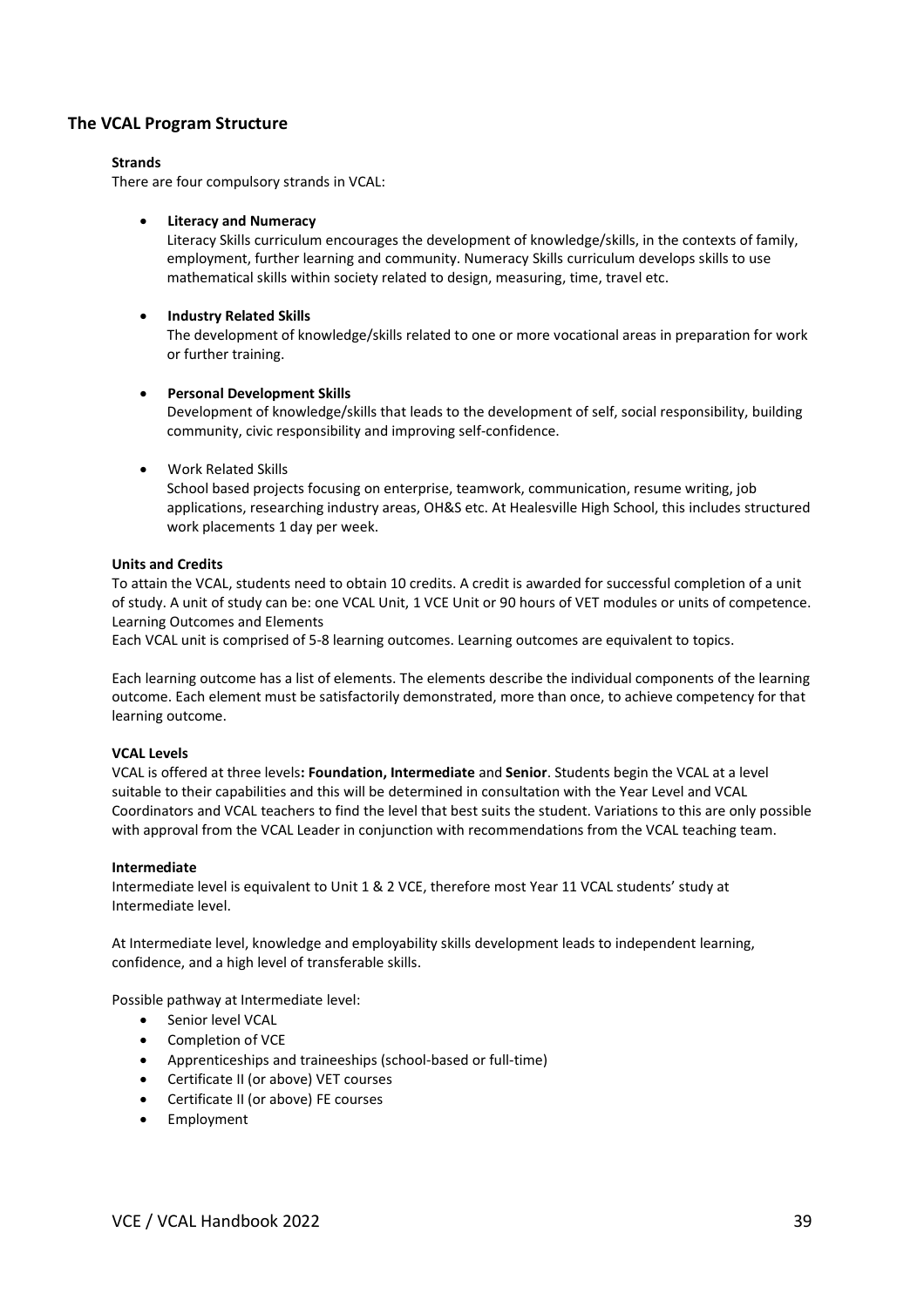## The VCAL Program Structure

**Strands**

There are four compulsory strands in VCAL:

- **Literacy and Numeracy**
  Literacy Skills curriculum encourages the development of knowledge/skills, in the contexts of family, employment, further learning and community. Numeracy Skills curriculum develops skills to use mathematical skills within society related to design, measuring, time, travel etc.

- **Industry Related Skills**
  The development of knowledge/skills related to one or more vocational areas in preparation for work or further training.

- **Personal Development Skills**
  Development of knowledge/skills that leads to the development of self, social responsibility, building community, civic responsibility and improving self-confidence.

- Work Related Skills
  School based projects focusing on enterprise, teamwork, communication, resume writing, job applications, researching industry areas, OH&S etc. At Healesville High School, this includes structured work placements 1 day per week.

**Units and Credits**

To attain the VCAL, students need to obtain 10 credits. A credit is awarded for successful completion of a unit of study. A unit of study can be: one VCAL Unit, 1 VCE Unit or 90 hours of VET modules or units of competence.
Learning Outcomes and Elements

Each VCAL unit is comprised of 5-8 learning outcomes. Learning outcomes are equivalent to topics.

Each learning outcome has a list of elements. The elements describe the individual components of the learning outcome. Each element must be satisfactorily demonstrated, more than once, to achieve competency for that learning outcome.

**VCAL Levels**

VCAL is offered at three levels**: Foundation, Intermediate** and **Senior**. Students begin the VCAL at a level suitable to their capabilities and this will be determined in consultation with the Year Level and VCAL Coordinators and VCAL teachers to find the level that best suits the student. Variations to this are only possible with approval from the VCAL Leader in conjunction with recommendations from the VCAL teaching team.

**Intermediate**

Intermediate level is equivalent to Unit 1 & 2 VCE, therefore most Year 11 VCAL students' study at Intermediate level.

At Intermediate level, knowledge and employability skills development leads to independent learning, confidence, and a high level of transferable skills.

Possible pathway at Intermediate level:

- Senior level VCAL
- Completion of VCE
- Apprenticeships and traineeships (school-based or full-time)
- Certificate II (or above) VET courses
- Certificate II (or above) FE courses
- Employment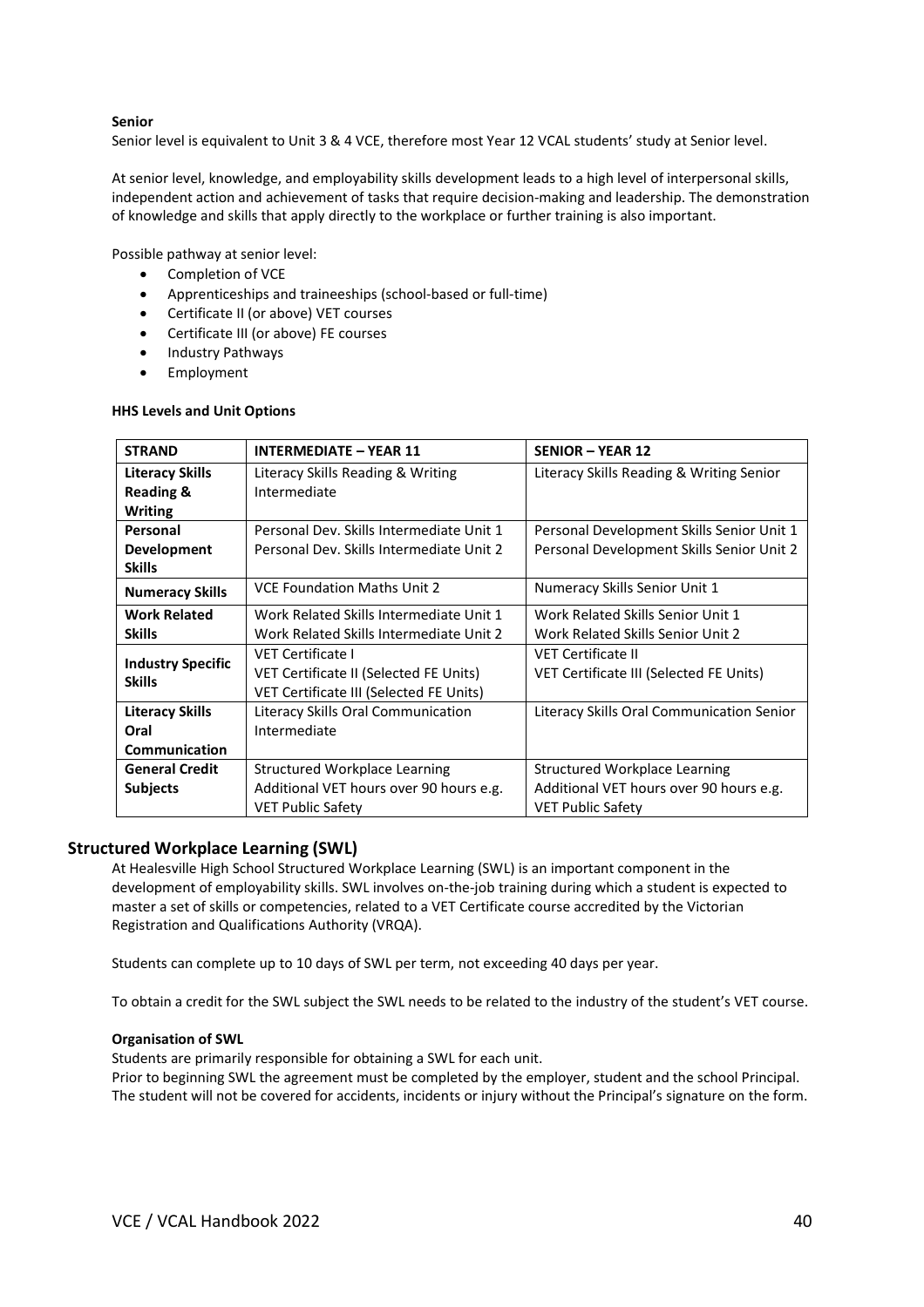**Senior**

Senior level is equivalent to Unit 3 & 4 VCE, therefore most Year 12 VCAL students' study at Senior level.

At senior level, knowledge, and employability skills development leads to a high level of interpersonal skills, independent action and achievement of tasks that require decision-making and leadership. The demonstration of knowledge and skills that apply directly to the workplace or further training is also important.

Possible pathway at senior level:

- Completion of VCE
- Apprenticeships and traineeships (school-based or full-time)
- Certificate II (or above) VET courses
- Certificate III (or above) FE courses
- Industry Pathways
- Employment

**HHS Levels and Unit Options**

| STRAND | INTERMEDIATE – YEAR 11 | SENIOR – YEAR 12 |
|---|---|---|
| **Literacy Skills Reading & Writing** | Literacy Skills Reading & Writing Intermediate | Literacy Skills Reading & Writing Senior |
| **Personal Development Skills** | Personal Dev. Skills Intermediate Unit 1<br>Personal Dev. Skills Intermediate Unit 2 | Personal Development Skills Senior Unit 1<br>Personal Development Skills Senior Unit 2 |
| **Numeracy Skills** | VCE Foundation Maths Unit 2 | Numeracy Skills Senior Unit 1 |
| **Work Related Skills** | Work Related Skills Intermediate Unit 1<br>Work Related Skills Intermediate Unit 2 | Work Related Skills Senior Unit 1<br>Work Related Skills Senior Unit 2 |
| **Industry Specific Skills** | VET Certificate I<br>VET Certificate II (Selected FE Units)<br>VET Certificate III (Selected FE Units) | VET Certificate II<br>VET Certificate III (Selected FE Units) |
| **Literacy Skills Oral Communication** | Literacy Skills Oral Communication Intermediate | Literacy Skills Oral Communication Senior |
| **General Credit Subjects** | Structured Workplace Learning<br>Additional VET hours over 90 hours e.g. VET Public Safety | Structured Workplace Learning<br>Additional VET hours over 90 hours e.g. VET Public Safety |

## Structured Workplace Learning (SWL)

At Healesville High School Structured Workplace Learning (SWL) is an important component in the development of employability skills. SWL involves on-the-job training during which a student is expected to master a set of skills or competencies, related to a VET Certificate course accredited by the Victorian Registration and Qualifications Authority (VRQA).

Students can complete up to 10 days of SWL per term, not exceeding 40 days per year.

To obtain a credit for the SWL subject the SWL needs to be related to the industry of the student's VET course.

**Organisation of SWL**

Students are primarily responsible for obtaining a SWL for each unit.
Prior to beginning SWL the agreement must be completed by the employer, student and the school Principal. The student will not be covered for accidents, incidents or injury without the Principal's signature on the form.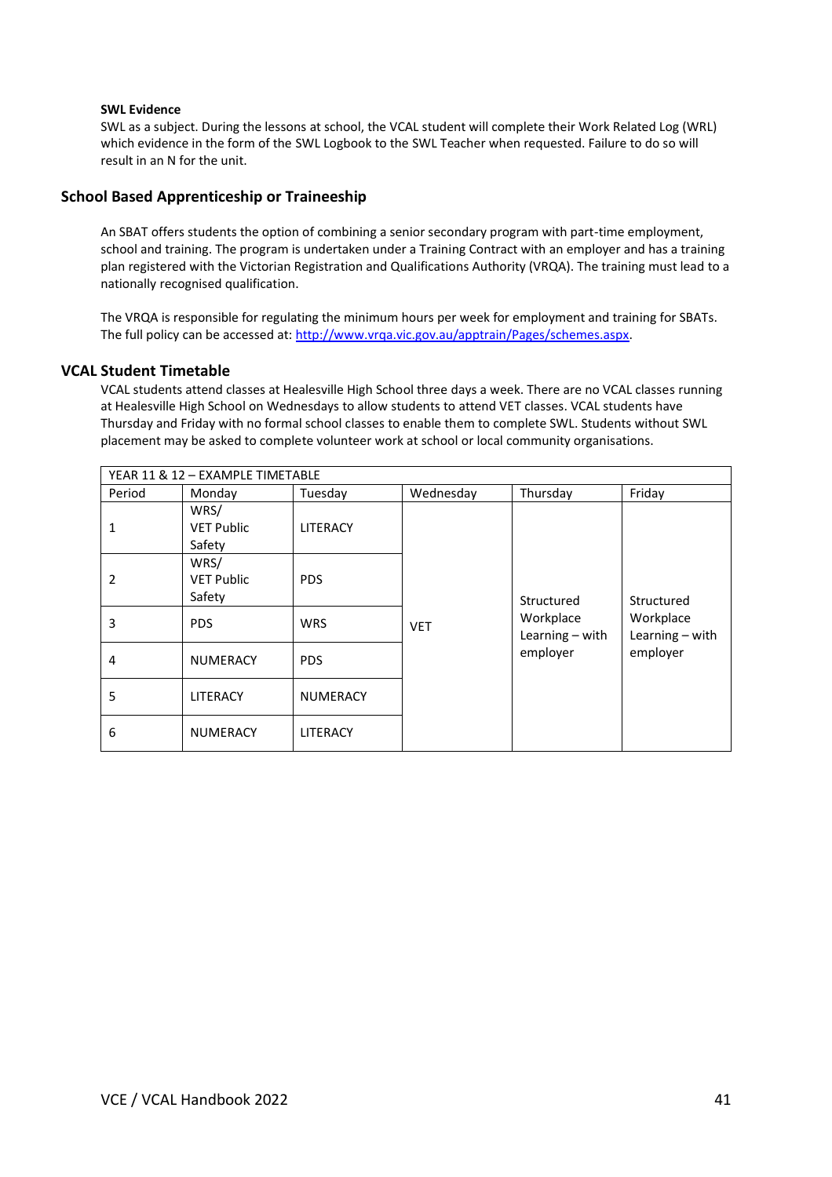**SWL Evidence**

SWL as a subject. During the lessons at school, the VCAL student will complete their Work Related Log (WRL) which evidence in the form of the SWL Logbook to the SWL Teacher when requested. Failure to do so will result in an N for the unit.

## School Based Apprenticeship or Traineeship

An SBAT offers students the option of combining a senior secondary program with part-time employment, school and training. The program is undertaken under a Training Contract with an employer and has a training plan registered with the Victorian Registration and Qualifications Authority (VRQA). The training must lead to a nationally recognised qualification.

The VRQA is responsible for regulating the minimum hours per week for employment and training for SBATs. The full policy can be accessed at: http://www.vrqa.vic.gov.au/apptrain/Pages/schemes.aspx.

## VCAL Student Timetable

VCAL students attend classes at Healesville High School three days a week. There are no VCAL classes running at Healesville High School on Wednesdays to allow students to attend VET classes. VCAL students have Thursday and Friday with no formal school classes to enable them to complete SWL. Students without SWL placement may be asked to complete volunteer work at school or local community organisations.

| YEAR 11 & 12 – EXAMPLE TIMETABLE | | | | | |
|---|---|---|---|---|---|
| Period | Monday | Tuesday | Wednesday | Thursday | Friday |
| 1 | WRS/ VET Public Safety | LITERACY | VET | Structured Workplace Learning – with employer | Structured Workplace Learning – with employer |
| 2 | WRS/ VET Public Safety | PDS | | | |
| 3 | PDS | WRS | | | |
| 4 | NUMERACY | PDS | | | |
| 5 | LITERACY | NUMERACY | | | |
| 6 | NUMERACY | LITERACY | | | |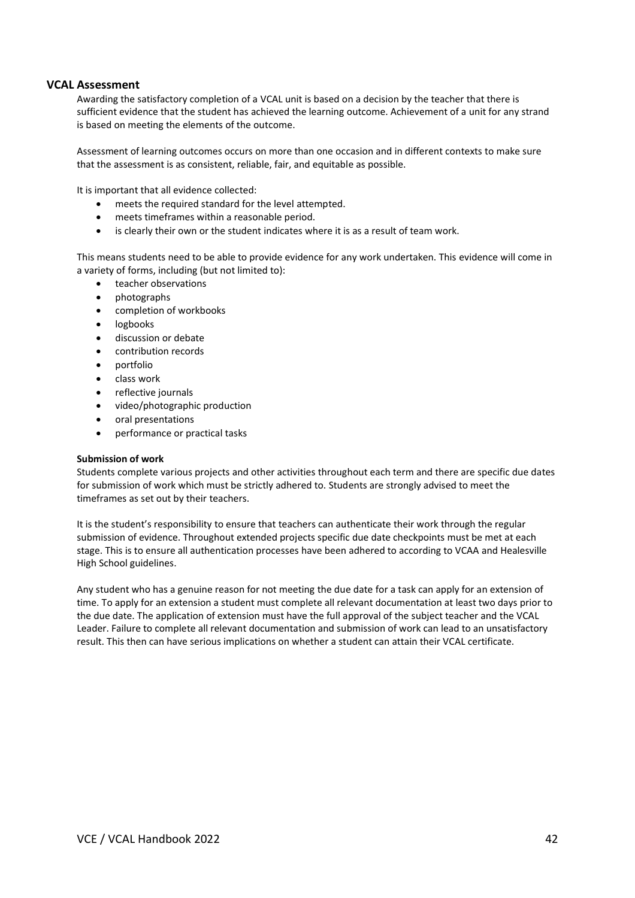## VCAL Assessment

Awarding the satisfactory completion of a VCAL unit is based on a decision by the teacher that there is sufficient evidence that the student has achieved the learning outcome. Achievement of a unit for any strand is based on meeting the elements of the outcome.

Assessment of learning outcomes occurs on more than one occasion and in different contexts to make sure that the assessment is as consistent, reliable, fair, and equitable as possible.

It is important that all evidence collected:

- meets the required standard for the level attempted.
- meets timeframes within a reasonable period.
- is clearly their own or the student indicates where it is as a result of team work.

This means students need to be able to provide evidence for any work undertaken. This evidence will come in a variety of forms, including (but not limited to):

- teacher observations
- photographs
- completion of workbooks
- logbooks
- discussion or debate
- contribution records
- portfolio
- class work
- reflective journals
- video/photographic production
- oral presentations
- performance or practical tasks

**Submission of work**

Students complete various projects and other activities throughout each term and there are specific due dates for submission of work which must be strictly adhered to. Students are strongly advised to meet the timeframes as set out by their teachers.

It is the student's responsibility to ensure that teachers can authenticate their work through the regular submission of evidence. Throughout extended projects specific due date checkpoints must be met at each stage. This is to ensure all authentication processes have been adhered to according to VCAA and Healesville High School guidelines.

Any student who has a genuine reason for not meeting the due date for a task can apply for an extension of time. To apply for an extension a student must complete all relevant documentation at least two days prior to the due date. The application of extension must have the full approval of the subject teacher and the VCAL Leader. Failure to complete all relevant documentation and submission of work can lead to an unsatisfactory result. This then can have serious implications on whether a student can attain their VCAL certificate.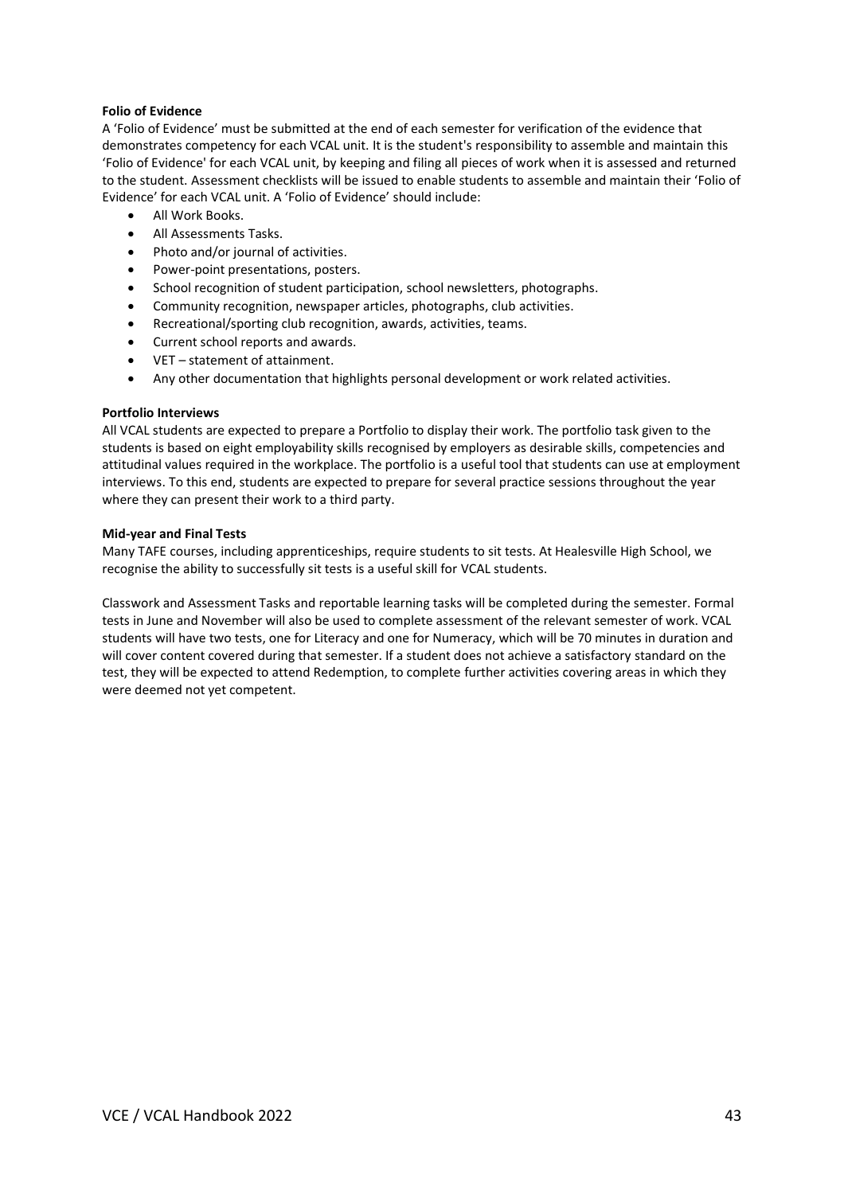**Folio of Evidence**

A 'Folio of Evidence' must be submitted at the end of each semester for verification of the evidence that demonstrates competency for each VCAL unit. It is the student's responsibility to assemble and maintain this 'Folio of Evidence' for each VCAL unit, by keeping and filing all pieces of work when it is assessed and returned to the student. Assessment checklists will be issued to enable students to assemble and maintain their 'Folio of Evidence' for each VCAL unit. A 'Folio of Evidence' should include:

- All Work Books.
- All Assessments Tasks.
- Photo and/or journal of activities.
- Power-point presentations, posters.
- School recognition of student participation, school newsletters, photographs.
- Community recognition, newspaper articles, photographs, club activities.
- Recreational/sporting club recognition, awards, activities, teams.
- Current school reports and awards.
- VET – statement of attainment.
- Any other documentation that highlights personal development or work related activities.

**Portfolio Interviews**

All VCAL students are expected to prepare a Portfolio to display their work. The portfolio task given to the students is based on eight employability skills recognised by employers as desirable skills, competencies and attitudinal values required in the workplace. The portfolio is a useful tool that students can use at employment interviews. To this end, students are expected to prepare for several practice sessions throughout the year where they can present their work to a third party.

**Mid-year and Final Tests**

Many TAFE courses, including apprenticeships, require students to sit tests. At Healesville High School, we recognise the ability to successfully sit tests is a useful skill for VCAL students.

Classwork and Assessment Tasks and reportable learning tasks will be completed during the semester. Formal tests in June and November will also be used to complete assessment of the relevant semester of work. VCAL students will have two tests, one for Literacy and one for Numeracy, which will be 70 minutes in duration and will cover content covered during that semester. If a student does not achieve a satisfactory standard on the test, they will be expected to attend Redemption, to complete further activities covering areas in which they were deemed not yet competent.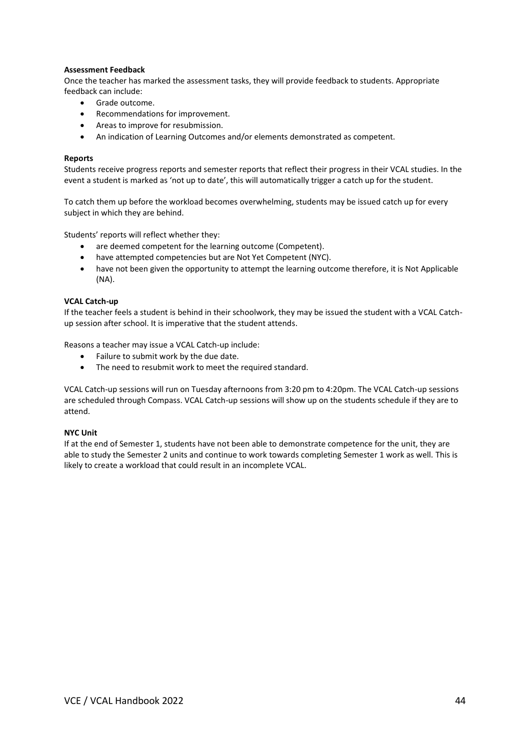**Assessment Feedback**

Once the teacher has marked the assessment tasks, they will provide feedback to students. Appropriate feedback can include:

- Grade outcome.
- Recommendations for improvement.
- Areas to improve for resubmission.
- An indication of Learning Outcomes and/or elements demonstrated as competent.

**Reports**

Students receive progress reports and semester reports that reflect their progress in their VCAL studies. In the event a student is marked as 'not up to date', this will automatically trigger a catch up for the student.

To catch them up before the workload becomes overwhelming, students may be issued catch up for every subject in which they are behind.

Students' reports will reflect whether they:

- are deemed competent for the learning outcome (Competent).
- have attempted competencies but are Not Yet Competent (NYC).
- have not been given the opportunity to attempt the learning outcome therefore, it is Not Applicable (NA).

**VCAL Catch-up**

If the teacher feels a student is behind in their schoolwork, they may be issued the student with a VCAL Catch-up session after school. It is imperative that the student attends.

Reasons a teacher may issue a VCAL Catch-up include:

- Failure to submit work by the due date.
- The need to resubmit work to meet the required standard.

VCAL Catch-up sessions will run on Tuesday afternoons from 3:20 pm to 4:20pm. The VCAL Catch-up sessions are scheduled through Compass. VCAL Catch-up sessions will show up on the students schedule if they are to attend.

**NYC Unit**

If at the end of Semester 1, students have not been able to demonstrate competence for the unit, they are able to study the Semester 2 units and continue to work towards completing Semester 1 work as well. This is likely to create a workload that could result in an incomplete VCAL.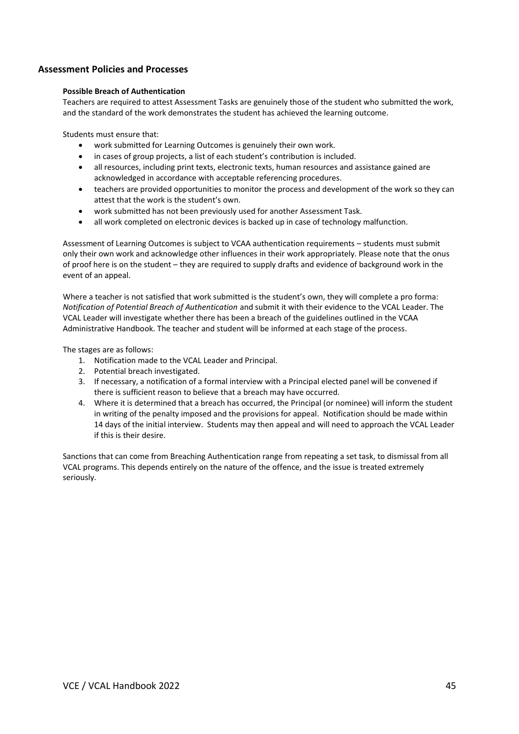## Assessment Policies and Processes

### Possible Breach of Authentication

Teachers are required to attest Assessment Tasks are genuinely those of the student who submitted the work, and the standard of the work demonstrates the student has achieved the learning outcome.

Students must ensure that:

- work submitted for Learning Outcomes is genuinely their own work.
- in cases of group projects, a list of each student's contribution is included.
- all resources, including print texts, electronic texts, human resources and assistance gained are acknowledged in accordance with acceptable referencing procedures.
- teachers are provided opportunities to monitor the process and development of the work so they can attest that the work is the student's own.
- work submitted has not been previously used for another Assessment Task.
- all work completed on electronic devices is backed up in case of technology malfunction.

Assessment of Learning Outcomes is subject to VCAA authentication requirements – students must submit only their own work and acknowledge other influences in their work appropriately. Please note that the onus of proof here is on the student – they are required to supply drafts and evidence of background work in the event of an appeal.

Where a teacher is not satisfied that work submitted is the student's own, they will complete a pro forma: *Notification of Potential Breach of Authentication* and submit it with their evidence to the VCAL Leader. The VCAL Leader will investigate whether there has been a breach of the guidelines outlined in the VCAA Administrative Handbook. The teacher and student will be informed at each stage of the process.

The stages are as follows:

1. Notification made to the VCAL Leader and Principal.
2. Potential breach investigated.
3. If necessary, a notification of a formal interview with a Principal elected panel will be convened if there is sufficient reason to believe that a breach may have occurred.
4. Where it is determined that a breach has occurred, the Principal (or nominee) will inform the student in writing of the penalty imposed and the provisions for appeal. Notification should be made within 14 days of the initial interview. Students may then appeal and will need to approach the VCAL Leader if this is their desire.

Sanctions that can come from Breaching Authentication range from repeating a set task, to dismissal from all VCAL programs. This depends entirely on the nature of the offence, and the issue is treated extremely seriously.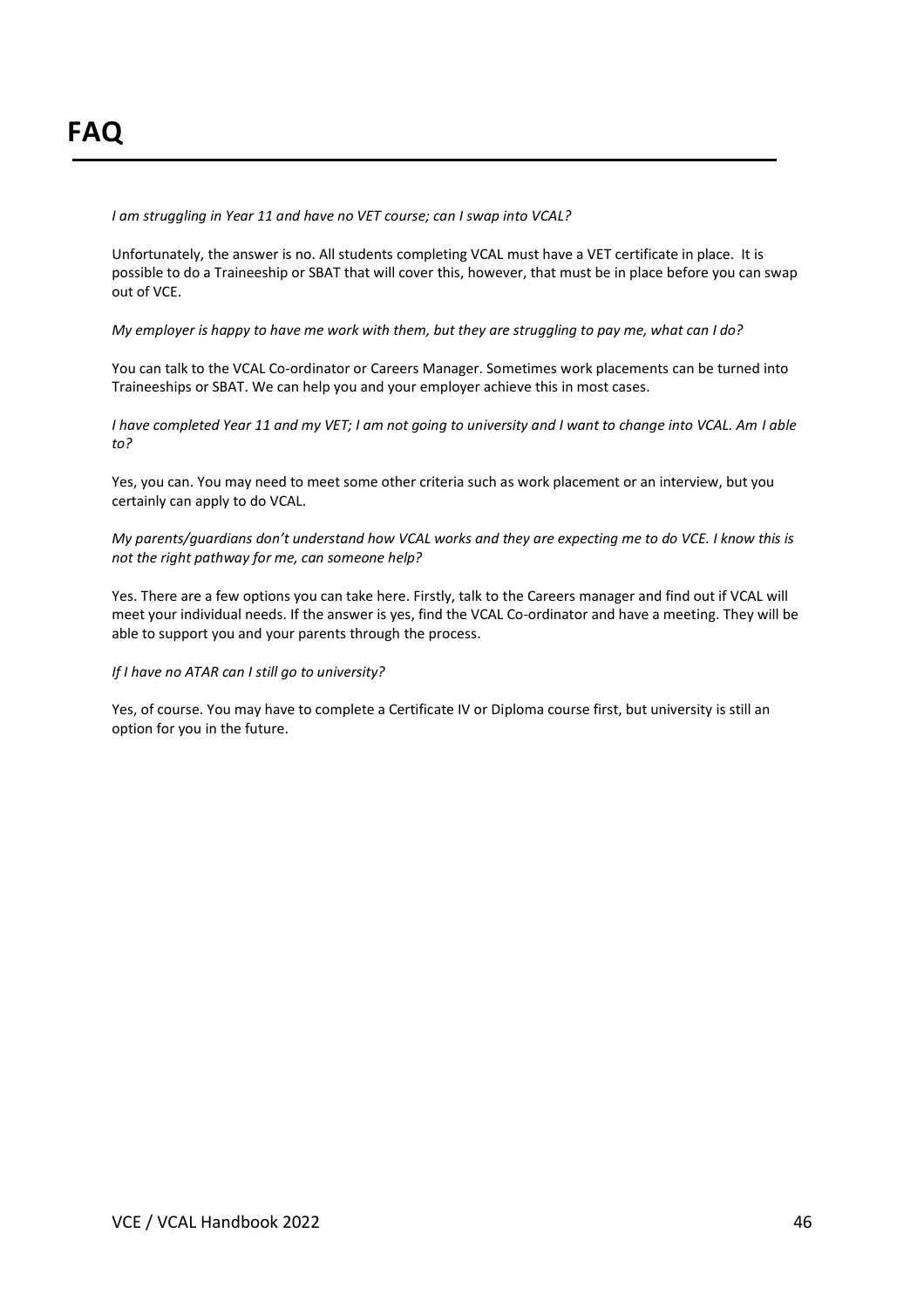# FAQ

*I am struggling in Year 11 and have no VET course; can I swap into VCAL?*

Unfortunately, the answer is no. All students completing VCAL must have a VET certificate in place. It is possible to do a Traineeship or SBAT that will cover this, however, that must be in place before you can swap out of VCE.

*My employer is happy to have me work with them, but they are struggling to pay me, what can I do?*

You can talk to the VCAL Co-ordinator or Careers Manager. Sometimes work placements can be turned into Traineeships or SBAT. We can help you and your employer achieve this in most cases.

*I have completed Year 11 and my VET; I am not going to university and I want to change into VCAL. Am I able to?*

Yes, you can. You may need to meet some other criteria such as work placement or an interview, but you certainly can apply to do VCAL.

*My parents/guardians don't understand how VCAL works and they are expecting me to do VCE. I know this is not the right pathway for me, can someone help?*

Yes. There are a few options you can take here. Firstly, talk to the Careers manager and find out if VCAL will meet your individual needs. If the answer is yes, find the VCAL Co-ordinator and have a meeting. They will be able to support you and your parents through the process.

*If I have no ATAR can I still go to university?*

Yes, of course. You may have to complete a Certificate IV or Diploma course first, but university is still an option for you in the future.